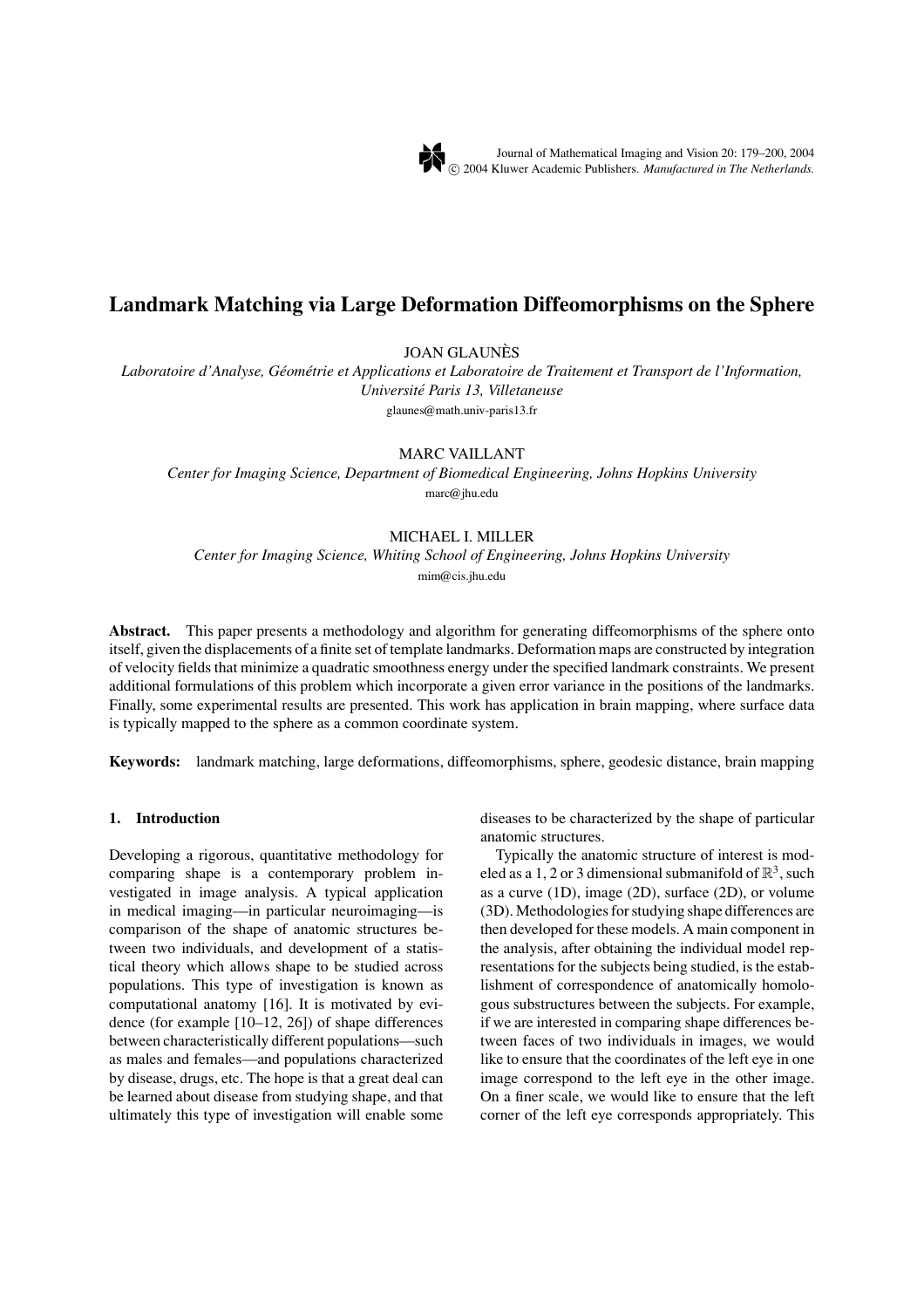# Landmark Matching via Large Deformation Diffeomorphisms on the Sphere

JOAN GLAUNÈS

*Laboratoire d'Analyse, Géométrie et Applications et Laboratoire de Traitement et Transport de l'Information, Université Paris 13, Villetaneuse*

glaunes@math.univ-paris13.fr

MARC VAILLANT

*Center for Imaging Science, Department of Biomedical Engineering, Johns Hopkins University*

marc@jhu.edu

MICHAEL I. MILLER

*Center for Imaging Science, Whiting School of Engineering, Johns Hopkins University*

mim@cis.jhu.edu

**Abstract.** This paper presents a methodology and algorithm for generating diffeomorphisms of the sphere onto itself, given the displacements of a finite set of template landmarks. Deformation maps are constructed by integration of velocity fields that minimize a quadratic smoothness energy under the specified landmark constraints. We present additional formulations of this problem which incorporate a given error variance in the positions of the landmarks. Finally, some experimental results are presented. This work has application in brain mapping, where surface data is typically mapped to the sphere as a common coordinate system.

**Keywords:** landmark matching, large deformations, diffeomorphisms, sphere, geodesic distance, brain mapping

## 1. Introduction

Developing a rigorous, quantitative methodology for comparing shape is a contemporary problem investigated in image analysis. A typical application in medical imaging—in particular neuroimaging—is comparison of the shape of anatomic structures between two individuals, and development of a statistical theory which allows shape to be studied across populations. This type of investigation is known as computational anatomy [16]. It is motivated by evidence (for example [10–12, 26]) of shape differences between characteristically different populations—such as males and females—and populations characterized by disease, drugs, etc. The hope is that a great deal can be learned about disease from studying shape, and that ultimately this type of investigation will enable some diseases to be characterized by the shape of particular anatomic structures.

Typically the anatomic structure of interest is modeled as a 1, 2 or 3 dimensional submanifold of $\mathbb{R}^3$, such as a curve (1D), image (2D), surface (2D), or volume (3D). Methodologies for studying shape differences are then developed for these models. A main component in the analysis, after obtaining the individual model representations for the subjects being studied, is the establishment of correspondence of anatomically homologous substructures between the subjects. For example, if we are interested in comparing shape differences between faces of two individuals in images, we would like to ensure that the coordinates of the left eye in one image correspond to the left eye in the other image. On a finer scale, we would like to ensure that the left corner of the left eye corresponds appropriately. This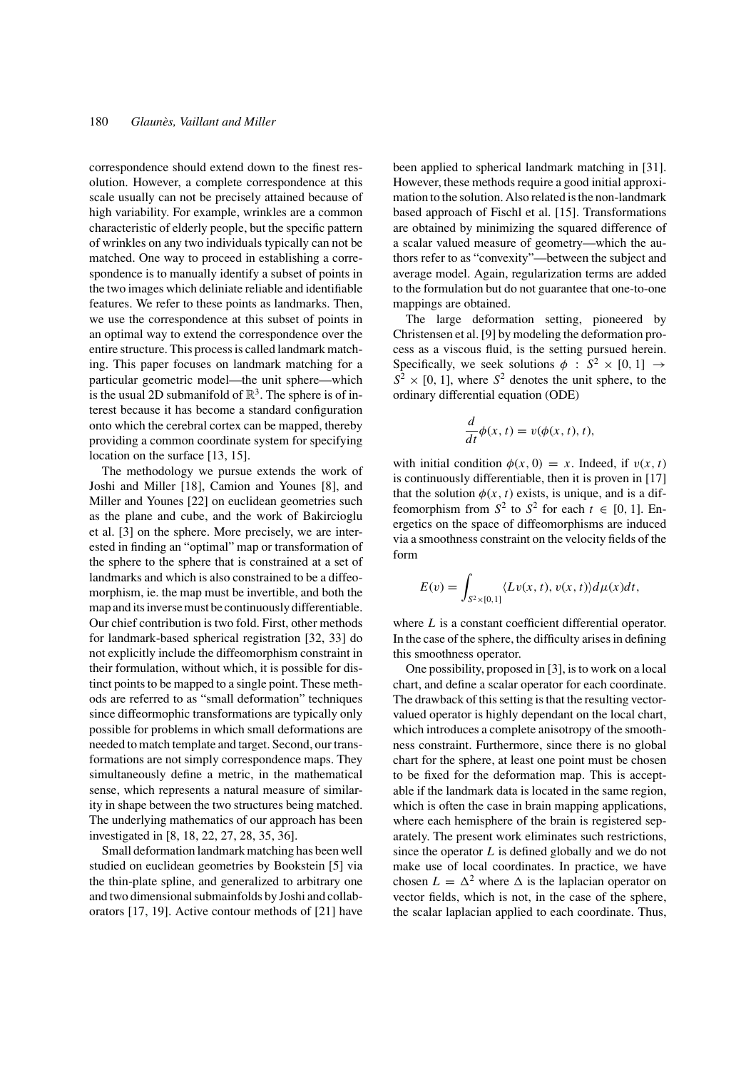correspondence should extend down to the finest resolution. However, a complete correspondence at this scale usually can not be precisely attained because of high variability. For example, wrinkles are a common characteristic of elderly people, but the specific pattern of wrinkles on any two individuals typically can not be matched. One way to proceed in establishing a correspondence is to manually identify a subset of points in the two images which deliniate reliable and identifiable features. We refer to these points as landmarks. Then, we use the correspondence at this subset of points in an optimal way to extend the correspondence over the entire structure. This process is called landmark matching. This paper focuses on landmark matching for a particular geometric model—the unit sphere—which is the usual 2D submanifold of $\mathbb{R}^3$. The sphere is of interest because it has become a standard configuration onto which the cerebral cortex can be mapped, thereby providing a common coordinate system for specifying location on the surface [13, 15].

The methodology we pursue extends the work of Joshi and Miller [18], Camion and Younes [8], and Miller and Younes [22] on euclidean geometries such as the plane and cube, and the work of Bakircioglu et al. [3] on the sphere. More precisely, we are interested in finding an "optimal" map or transformation of the sphere to the sphere that is constrained at a set of landmarks and which is also constrained to be a diffeomorphism, ie. the map must be invertible, and both the map and its inverse must be continuously differentiable. Our chief contribution is two fold. First, other methods for landmark-based spherical registration [32, 33] do not explicitly include the diffeomorphism constraint in their formulation, without which, it is possible for distinct points to be mapped to a single point. These methods are referred to as "small deformation" techniques since diffeormophic transformations are typically only possible for problems in which small deformations are needed to match template and target. Second, our transformations are not simply correspondence maps. They simultaneously define a metric, in the mathematical sense, which represents a natural measure of similarity in shape between the two structures being matched. The underlying mathematics of our approach has been investigated in [8, 18, 22, 27, 28, 35, 36].

Small deformation landmark matching has been well studied on euclidean geometries by Bookstein [5] via the thin-plate spline, and generalized to arbitrary one and two dimensional submainfolds by Joshi and collaborators [17, 19]. Active contour methods of [21] have been applied to spherical landmark matching in [31]. However, these methods require a good initial approximation to the solution. Also related is the non-landmark based approach of Fischl et al. [15]. Transformations are obtained by minimizing the squared difference of a scalar valued measure of geometry—which the authors refer to as "convexity"—between the subject and average model. Again, regularization terms are added to the formulation but do not guarantee that one-to-one mappings are obtained.

The large deformation setting, pioneered by Christensen et al. [9] by modeling the deformation process as a viscous fluid, is the setting pursued herein. Specifically, we seek solutions $\phi : S^2 \times [0, 1] \rightarrow S^2 \times [0, 1]$, where $S^2$ denotes the unit sphere, to the ordinary differential equation (ODE)

$$\frac{d}{dt}\phi(x, t) = v(\phi(x, t), t),$$

with initial condition $\phi(x, 0) = x$. Indeed, if $v(x, t)$ is continuously differentiable, then it is proven in [17] that the solution $\phi(x, t)$ exists, is unique, and is a diffeomorphism from $S^2$ to $S^2$ for each $t \in [0, 1]$. Energetics on the space of diffeomorphisms are induced via a smoothness constraint on the velocity fields of the form

$$E(v) = \int_{S^2 \times [0,1]} \langle Lv(x, t), v(x, t)\rangle d\mu(x) dt,$$

where $L$ is a constant coefficient differential operator. In the case of the sphere, the difficulty arises in defining this smoothness operator.

One possibility, proposed in [3], is to work on a local chart, and define a scalar operator for each coordinate. The drawback of this setting is that the resulting vector-valued operator is highly dependant on the local chart, which introduces a complete anisotropy of the smoothness constraint. Furthermore, since there is no global chart for the sphere, at least one point must be chosen to be fixed for the deformation map. This is acceptable if the landmark data is located in the same region, which is often the case in brain mapping applications, where each hemisphere of the brain is registered separately. The present work eliminates such restrictions, since the operator $L$ is defined globally and we do not make use of local coordinates. In practice, we have chosen $L = \Delta^2$ where $\Delta$ is the laplacian operator on vector fields, which is not, in the case of the sphere, the scalar laplacian applied to each coordinate. Thus,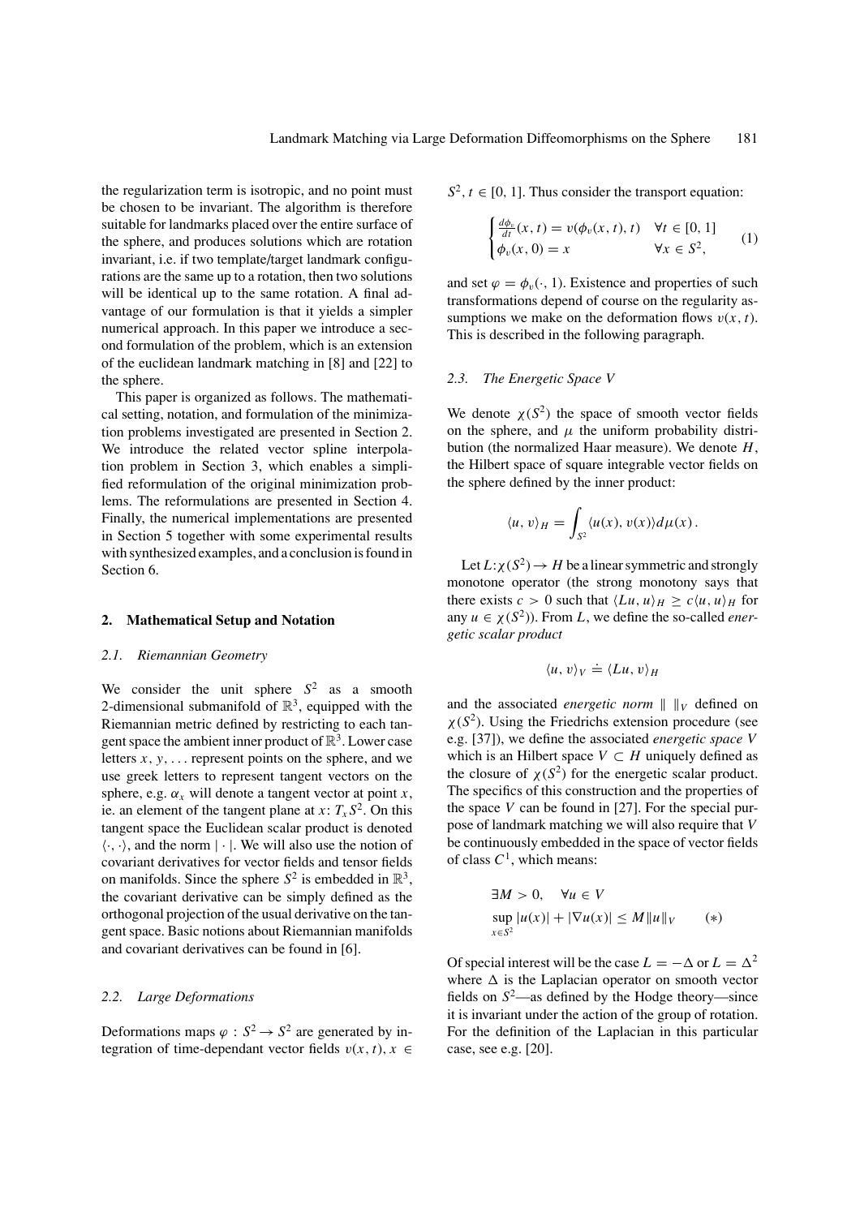the regularization term is isotropic, and no point must be chosen to be invariant. The algorithm is therefore suitable for landmarks placed over the entire surface of the sphere, and produces solutions which are rotation invariant, i.e. if two template/target landmark configurations are the same up to a rotation, then two solutions will be identical up to the same rotation. A final advantage of our formulation is that it yields a simpler numerical approach. In this paper we introduce a second formulation of the problem, which is an extension of the euclidean landmark matching in [8] and [22] to the sphere.

This paper is organized as follows. The mathematical setting, notation, and formulation of the minimization problems investigated are presented in Section 2. We introduce the related vector spline interpolation problem in Section 3, which enables a simplified reformulation of the original minimization problems. The reformulations are presented in Section 4. Finally, the numerical implementations are presented in Section 5 together with some experimental results with synthesized examples, and a conclusion is found in Section 6.

## 2. Mathematical Setup and Notation

### 2.1. Riemannian Geometry

We consider the unit sphere $S^2$ as a smooth 2-dimensional submanifold of $\mathbb{R}^3$, equipped with the Riemannian metric defined by restricting to each tangent space the ambient inner product of $\mathbb{R}^3$. Lower case letters $x, y, \ldots$ represent points on the sphere, and we use greek letters to represent tangent vectors on the sphere, e.g. $\alpha_x$ will denote a tangent vector at point $x$, ie. an element of the tangent plane at $x$: $T_x S^2$. On this tangent space the Euclidean scalar product is denoted $\langle \cdot, \cdot \rangle$, and the norm $|\cdot|$. We will also use the notion of covariant derivatives for vector fields and tensor fields on manifolds. Since the sphere $S^2$ is embedded in $\mathbb{R}^3$, the covariant derivative can be simply defined as the orthogonal projection of the usual derivative on the tangent space. Basic notions about Riemannian manifolds and covariant derivatives can be found in [6].

### 2.2. Large Deformations

Deformations maps $\varphi : S^2 \to S^2$ are generated by integration of time-dependant vector fields $v(x, t)$, $x \in S^2$, $t \in [0, 1]$. Thus consider the transport equation:

$$
\begin{cases} \frac{d\phi_v}{dt}(x, t) = v(\phi_v(x, t), t) & \forall t \in [0, 1] \\ \phi_v(x, 0) = x & \forall x \in S^2, \end{cases} \tag{1}
$$

and set $\varphi = \phi_v(\cdot, 1)$. Existence and properties of such transformations depend of course on the regularity assumptions we make on the deformation flows $v(x, t)$. This is described in the following paragraph.

### 2.3. The Energetic Space V

We denote $\chi(S^2)$ the space of smooth vector fields on the sphere, and $\mu$ the uniform probability distribution (the normalized Haar measure). We denote $H$, the Hilbert space of square integrable vector fields on the sphere defined by the inner product:

$$
\langle u, v \rangle_H = \int_{S^2} \langle u(x), v(x) \rangle d\mu(x) .
$$

Let $L: \chi(S^2) \to H$ be a linear symmetric and strongly monotone operator (the strong monotony says that there exists $c > 0$ such that $\langle Lu, u \rangle_H \geq c \langle u, u \rangle_H$ for any $u \in \chi(S^2)$). From $L$, we define the so-called *energetic scalar product*

$$
\langle u, v \rangle_V \doteq \langle Lu, v \rangle_H
$$

and the associated *energetic norm* $\| \ \|_V$ defined on $\chi(S^2)$. Using the Friedrichs extension procedure (see e.g. [37]), we define the associated *energetic space* $V$ which is an Hilbert space $V \subset H$ uniquely defined as the closure of $\chi(S^2)$ for the energetic scalar product. The specifics of this construction and the properties of the space $V$ can be found in [27]. For the special purpose of landmark matching we will also require that $V$ be continuously embedded in the space of vector fields of class $C^1$, which means:

$$
\begin{aligned} &\exists M > 0, \quad \forall u \in V \\ &\sup_{x \in S^2} |u(x)| + |\nabla u(x)| \leq M \|u\|_V \end{aligned} \qquad (*)
$$

Of special interest will be the case $L = -\Delta$ or $L = \Delta^2$ where $\Delta$ is the Laplacian operator on smooth vector fields on $S^2$—as defined by the Hodge theory—since it is invariant under the action of the group of rotation. For the definition of the Laplacian in this particular case, see e.g. [20].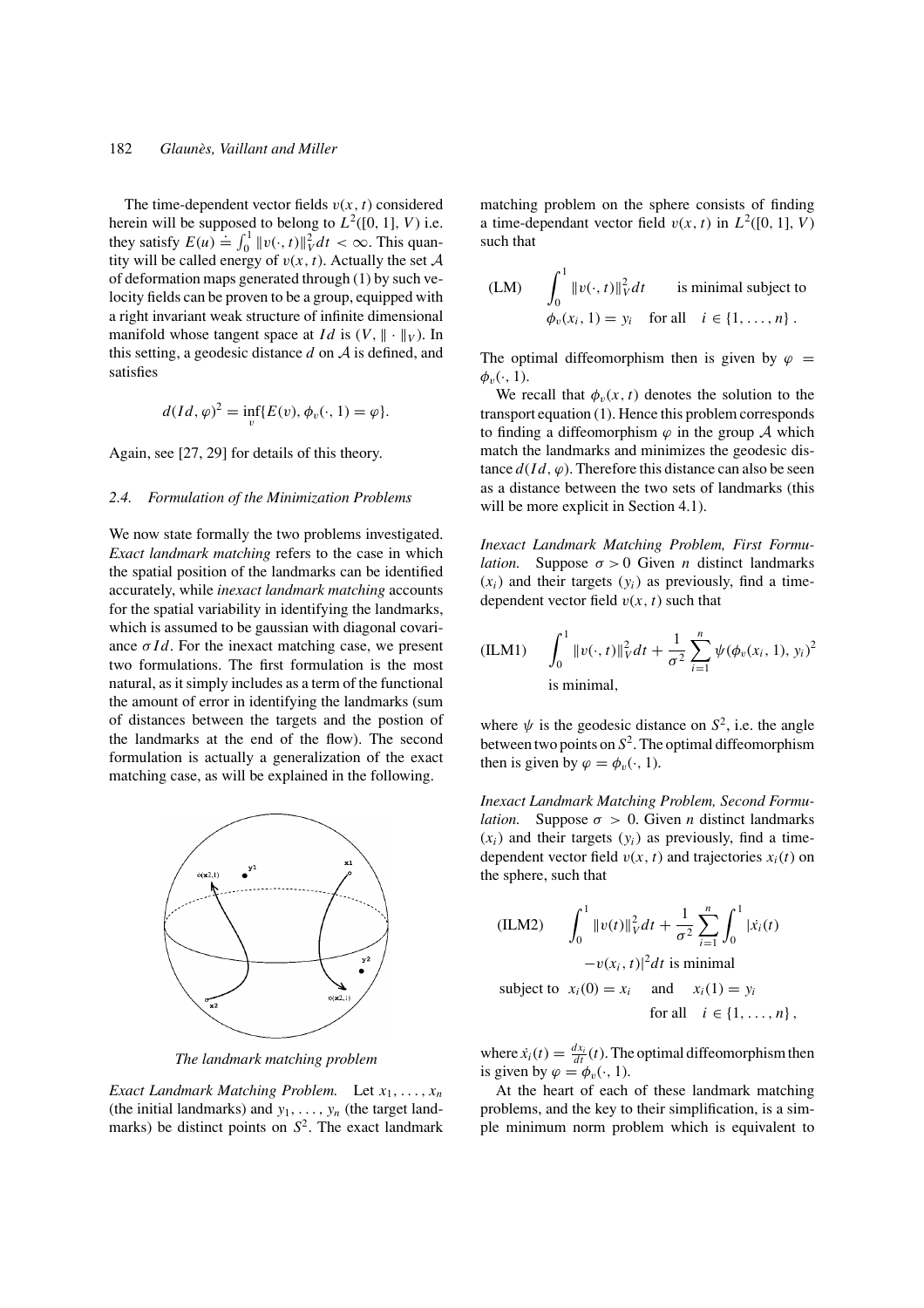The time-dependent vector fields $v(x, t)$ considered herein will be supposed to belong to $L^2([0, 1], V)$ i.e. they satisfy $E(u) \doteq \int_0^1 \|v(\cdot, t)\|_V^2 dt < \infty$. This quantity will be called energy of $v(x, t)$. Actually the set $\mathcal{A}$ of deformation maps generated through (1) by such velocity fields can be proven to be a group, equipped with a right invariant weak structure of infinite dimensional manifold whose tangent space at $Id$ is $(V, \| \cdot \|_V)$. In this setting, a geodesic distance $d$ on $\mathcal{A}$ is defined, and satisfies

$$d(Id, \varphi)^2 = \inf_v \{E(v), \phi_v(\cdot, 1) = \varphi\}.$$

Again, see [27, 29] for details of this theory.

### 2.4. Formulation of the Minimization Problems

We now state formally the two problems investigated. *Exact landmark matching* refers to the case in which the spatial position of the landmarks can be identified accurately, while *inexact landmark matching* accounts for the spatial variability in identifying the landmarks, which is assumed to be gaussian with diagonal covariance $\sigma Id$. For the inexact matching case, we present two formulations. The first formulation is the most natural, as it simply includes as a term of the functional the amount of error in identifying the landmarks (sum of distances between the targets and the postion of the landmarks at the end of the flow). The second formulation is actually a generalization of the exact matching case, as will be explained in the following.

*The landmark matching problem*

*Exact Landmark Matching Problem.* Let $x_1, \ldots, x_n$ (the initial landmarks) and $y_1, \ldots, y_n$ (the target landmarks) be distinct points on $S^2$. The exact landmark matching problem on the sphere consists of finding a time-dependant vector field $v(x, t)$ in $L^2([0, 1], V)$ such that

$$\text{(LM)} \qquad \int_0^1 \|v(\cdot, t)\|_V^2 dt \qquad \text{is minimal subject to}$$
$$\phi_v(x_i, 1) = y_i \quad \text{for all} \quad i \in \{1, \ldots, n\}.$$

The optimal diffeomorphism then is given by $\varphi = \phi_v(\cdot, 1)$.

We recall that $\phi_v(x, t)$ denotes the solution to the transport equation (1). Hence this problem corresponds to finding a diffeomorphism $\varphi$ in the group $\mathcal{A}$ which match the landmarks and minimizes the geodesic distance $d(Id, \varphi)$. Therefore this distance can also be seen as a distance between the two sets of landmarks (this will be more explicit in Section 4.1).

*Inexact Landmark Matching Problem, First Formulation.* Suppose $\sigma > 0$ Given $n$ distinct landmarks $(x_i)$ and their targets $(y_i)$ as previously, find a time-dependent vector field $v(x, t)$ such that

$$\text{(ILM1)} \qquad \int_0^1 \|v(\cdot, t)\|_V^2 dt + \frac{1}{\sigma^2} \sum_{i=1}^n \psi(\phi_v(x_i, 1), y_i)^2$$
$$\text{is minimal,}$$

where $\psi$ is the geodesic distance on $S^2$, i.e. the angle between two points on $S^2$. The optimal diffeomorphism then is given by $\varphi = \phi_v(\cdot, 1)$.

*Inexact Landmark Matching Problem, Second Formulation.* Suppose $\sigma > 0$. Given $n$ distinct landmarks $(x_i)$ and their targets $(y_i)$ as previously, find a time-dependent vector field $v(x, t)$ and trajectories $x_i(t)$ on the sphere, such that

$$\text{(ILM2)} \qquad \int_0^1 \|v(t)\|_V^2 dt + \frac{1}{\sigma^2} \sum_{i=1}^n \int_0^1 |\dot{x}_i(t) - v(x_i, t)|^2 dt \text{ is minimal}$$
$$\text{subject to} \quad x_i(0) = x_i \quad \text{and} \quad x_i(1) = y_i \quad \text{for all} \quad i \in \{1, \ldots, n\},$$

where $\dot{x}_i(t) = \frac{dx_i}{dt}(t)$. The optimal diffeomorphism then is given by $\varphi = \phi_v(\cdot, 1)$.

At the heart of each of these landmark matching problems, and the key to their simplification, is a simple minimum norm problem which is equivalent to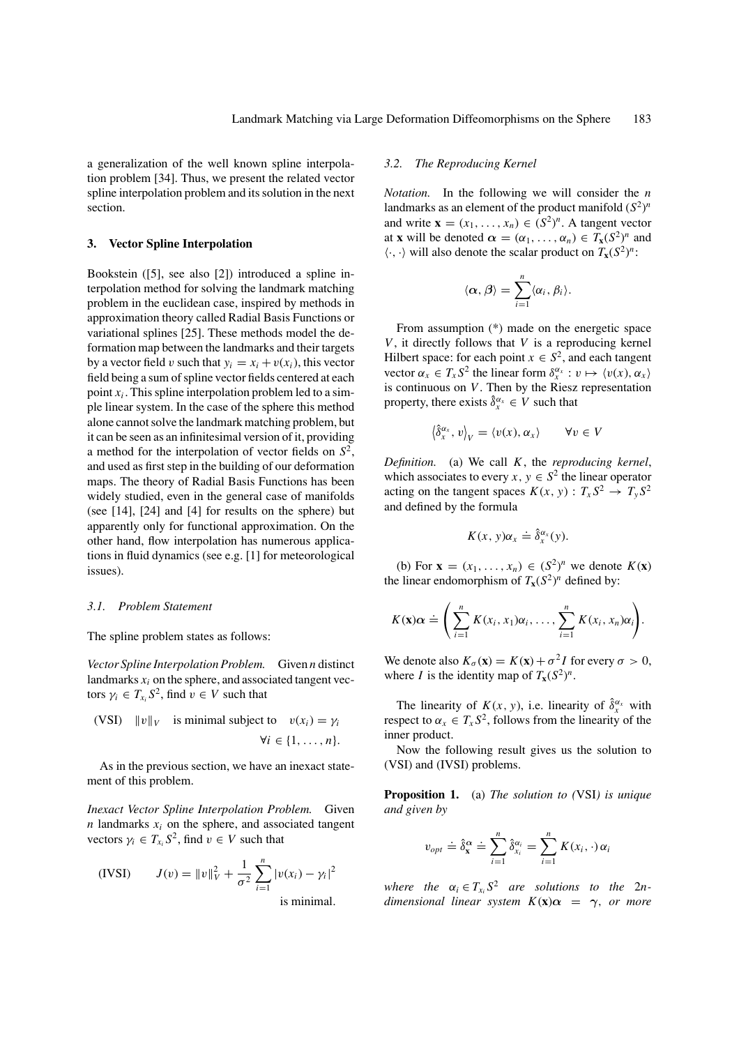a generalization of the well known spline interpolation problem [34]. Thus, we present the related vector spline interpolation problem and its solution in the next section.

## 3. Vector Spline Interpolation

Bookstein ([5], see also [2]) introduced a spline interpolation method for solving the landmark matching problem in the euclidean case, inspired by methods in approximation theory called Radial Basis Functions or variational splines [25]. These methods model the deformation map between the landmarks and their targets by a vector field $v$ such that $y_i = x_i + v(x_i)$, this vector field being a sum of spline vector fields centered at each point $x_i$. This spline interpolation problem led to a simple linear system. In the case of the sphere this method alone cannot solve the landmark matching problem, but it can be seen as an infinitesimal version of it, providing a method for the interpolation of vector fields on $S^2$, and used as first step in the building of our deformation maps. The theory of Radial Basis Functions has been widely studied, even in the general case of manifolds (see [14], [24] and [4] for results on the sphere) but apparently only for functional approximation. On the other hand, flow interpolation has numerous applications in fluid dynamics (see e.g. [1] for meteorological issues).

### 3.1. Problem Statement

The spline problem states as follows:

*Vector Spline Interpolation Problem.* Given $n$ distinct landmarks $x_i$ on the sphere, and associated tangent vectors $\gamma_i \in T_{x_i}S^2$, find $v \in V$ such that

$$\text{(VSI)} \quad \|v\|_V \quad \text{is minimal subject to} \quad v(x_i) = \gamma_i \quad \forall i \in \{1, \ldots, n\}.$$

As in the previous section, we have an inexact statement of this problem.

*Inexact Vector Spline Interpolation Problem.* Given $n$ landmarks $x_i$ on the sphere, and associated tangent vectors $\gamma_i \in T_{x_i}S^2$, find $v \in V$ such that

$$\text{(IVSI)} \qquad J(v) = \|v\|_V^2 + \frac{1}{\sigma^2}\sum_{i=1}^{n} |v(x_i) - \gamma_i|^2 \quad \text{is minimal.}$$

### 3.2. The Reproducing Kernel

*Notation.* In the following we will consider the $n$ landmarks as an element of the product manifold $(S^2)^n$ and write $\mathbf{x} = (x_1, \ldots, x_n) \in (S^2)^n$. A tangent vector at $\mathbf{x}$ will be denoted $\boldsymbol{\alpha} = (\alpha_1, \ldots, \alpha_n) \in T_{\mathbf{x}}(S^2)^n$ and $\langle \cdot, \cdot \rangle$ will also denote the scalar product on $T_{\mathbf{x}}(S^2)^n$:

$$\langle \boldsymbol{\alpha}, \boldsymbol{\beta} \rangle = \sum_{i=1}^{n} \langle \alpha_i, \beta_i \rangle.$$

From assumption (*) made on the energetic space $V$, it directly follows that $V$ is a reproducing kernel Hilbert space: for each point $x \in S^2$, and each tangent vector $\alpha_x \in T_x S^2$ the linear form $\delta_x^{\alpha_x} : v \mapsto \langle v(x), \alpha_x \rangle$ is continuous on $V$. Then by the Riesz representation property, there exists $\hat{\delta}_x^{\alpha_x} \in V$ such that

$$\left\langle \hat{\delta}_x^{\alpha_x}, v \right\rangle_V = \langle v(x), \alpha_x \rangle \qquad \forall v \in V$$

*Definition.* (a) We call $K$, the *reproducing kernel*, which associates to every $x, y \in S^2$ the linear operator acting on the tangent spaces $K(x, y) : T_x S^2 \to T_y S^2$ and defined by the formula

$$K(x, y)\alpha_x \doteq \hat{\delta}_x^{\alpha_x}(y).$$

(b) For $\mathbf{x} = (x_1, \ldots, x_n) \in (S^2)^n$ we denote $K(\mathbf{x})$ the linear endomorphism of $T_{\mathbf{x}}(S^2)^n$ defined by:

$$K(\mathbf{x})\boldsymbol{\alpha} \doteq \left( \sum_{i=1}^{n} K(x_i, x_1)\alpha_i, \ldots, \sum_{i=1}^{n} K(x_i, x_n)\alpha_i \right).$$

We denote also $K_\sigma(\mathbf{x}) = K(\mathbf{x}) + \sigma^2 I$ for every $\sigma > 0$, where $I$ is the identity map of $T_{\mathbf{x}}(S^2)^n$.

The linearity of $K(x, y)$, i.e. linearity of $\hat{\delta}_x^{\alpha_x}$ with respect to $\alpha_x \in T_x S^2$, follows from the linearity of the inner product.

Now the following result gives us the solution to (VSI) and (IVSI) problems.

**Proposition 1.** (a) *The solution to (*VSI*) is unique and given by*

$$v_{opt} \doteq \hat{\delta}_{\mathbf{x}}^{\boldsymbol{\alpha}} \doteq \sum_{i=1}^{n} \hat{\delta}_{x_i}^{\alpha_i} = \sum_{i=1}^{n} K(x_i, \cdot)\, \alpha_i$$

*where the* $\alpha_i \in T_{x_i} S^2$ *are solutions to the* $2n$-*dimensional linear system* $K(\mathbf{x})\boldsymbol{\alpha} = \boldsymbol{\gamma}$, *or more*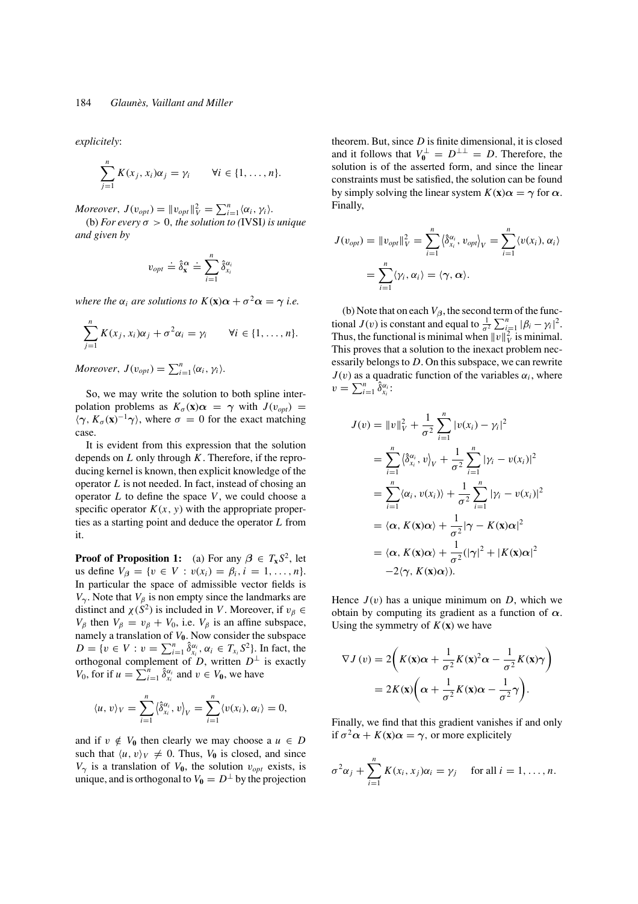*explicitely*:

$$\sum_{j=1}^{n} K(x_j, x_i)\alpha_j = \gamma_i \qquad \forall i \in \{1, \ldots, n\}.$$

*Moreover*, $J(v_{opt}) = \|v_{opt}\|_V^2 = \sum_{i=1}^n \langle \alpha_i, \gamma_i \rangle$.

(b) *For every* $\sigma > 0$, *the solution to (*IVSI*) is unique and given by*

$$v_{opt} \doteq \hat{\delta}_{\mathbf{x}}^{\alpha} \doteq \sum_{i=1}^{n} \hat{\delta}_{x_i}^{\alpha_i}$$

*where the* $\alpha_i$ *are solutions to* $K(\mathbf{x})\boldsymbol{\alpha} + \sigma^2 \boldsymbol{\alpha} = \boldsymbol{\gamma}$ *i.e.*

$$\sum_{j=1}^{n} K(x_j, x_i)\alpha_j + \sigma^2 \alpha_i = \gamma_i \qquad \forall i \in \{1, \ldots, n\}.$$

*Moreover*, $J(v_{opt}) = \sum_{i=1}^n \langle \alpha_i, \gamma_i \rangle$.

So, we may write the solution to both spline interpolation problems as $K_\sigma(\mathbf{x})\boldsymbol{\alpha} = \boldsymbol{\gamma}$ with $J(v_{opt}) = \langle \boldsymbol{\gamma}, K_\sigma(\mathbf{x})^{-1}\boldsymbol{\gamma} \rangle$, where $\sigma = 0$ for the exact matching case.

It is evident from this expression that the solution depends on $L$ only through $K$. Therefore, if the reproducing kernel is known, then explicit knowledge of the operator $L$ is not needed. In fact, instead of chosing an operator $L$ to define the space $V$, we could choose a specific operator $K(x, y)$ with the appropriate properties as a starting point and deduce the operator $L$ from it.

**Proof of Proposition 1:** (a) For any $\boldsymbol{\beta} \in T_{\mathbf{x}}S^2$, let us define $V_{\boldsymbol{\beta}} = \{v \in V : v(x_i) = \beta_i, i = 1, \ldots, n\}$. In particular the space of admissible vector fields is $V_{\boldsymbol{\gamma}}$. Note that $V_{\boldsymbol{\beta}}$ is non empty since the landmarks are distinct and $\chi(S^2)$ is included in $V$. Moreover, if $v_{\boldsymbol{\beta}} \in V_{\boldsymbol{\beta}}$ then $V_{\boldsymbol{\beta}} = v_{\boldsymbol{\beta}} + V_0$, i.e. $V_{\boldsymbol{\beta}}$ is an affine subspace, namely a translation of $\mathbf{V_0}$. Now consider the subspace $D = \{v \in V : v = \sum_{i=1}^n \hat{\delta}_{x_i}^{\alpha_i}, \alpha_i \in T_{x_i}S^2\}$. In fact, the orthogonal complement of $D$, written $D^\perp$ is exactly $V_0$, for if $u = \sum_{i=1}^n \hat{\delta}_{x_i}^{\alpha_i}$ and $v \in \mathbf{V_0}$, we have

$$\langle u, v \rangle_V = \sum_{i=1}^{n} \left\langle \hat{\delta}_{x_i}^{\alpha_i}, v \right\rangle_V = \sum_{i=1}^{n} \langle v(x_i), \alpha_i \rangle = 0,$$

and if $v \notin \mathbf{V_0}$ then clearly we may choose a $u \in D$ such that $\langle u, v \rangle_V \neq 0$. Thus, $\mathbf{V_0}$ is closed, and since $V_{\boldsymbol{\gamma}}$ is a translation of $\mathbf{V_0}$, the solution $v_{opt}$ exists, is unique, and is orthogonal to $\mathbf{V_0} = D^\perp$ by the projection theorem. But, since $D$ is finite dimensional, it is closed and it follows that $\mathbf{V_0}^\perp = D^{\perp\perp} = D$. Therefore, the solution is of the asserted form, and since the linear constraints must be satisfied, the solution can be found by simply solving the linear system $K(\mathbf{x})\boldsymbol{\alpha} = \boldsymbol{\gamma}$ for $\boldsymbol{\alpha}$. Finally,

$$J(v_{opt}) = \|v_{opt}\|_V^2 = \sum_{i=1}^{n} \left\langle \hat{\delta}_{x_i}^{\alpha_i}, v_{opt} \right\rangle_V = \sum_{i=1}^{n} \langle v(x_i), \alpha_i \rangle$$
$$= \sum_{i=1}^{n} \langle \gamma_i, \alpha_i \rangle = \langle \boldsymbol{\gamma}, \boldsymbol{\alpha} \rangle.$$

(b) Note that on each $V_{\boldsymbol{\beta}}$, the second term of the functional $J(v)$ is constant and equal to $\frac{1}{\sigma^2}\sum_{i=1}^n |\beta_i - \gamma_i|^2$. Thus, the functional is minimal when $\|v\|_V^2$ is minimal. This proves that a solution to the inexact problem necessarily belongs to $D$. On this subspace, we can rewrite $J(v)$ as a quadratic function of the variables $\alpha_i$, where $v = \sum_{i=1}^n \hat{\delta}_{x_i}^{\alpha_i}$:

$$
\begin{aligned}
J(v) &= \|v\|_V^2 + \frac{1}{\sigma^2}\sum_{i=1}^{n} |v(x_i) - \gamma_i|^2 \\
&= \sum_{i=1}^{n} \left\langle \hat{\delta}_{x_i}^{\alpha_i}, v \right\rangle_V + \frac{1}{\sigma^2}\sum_{i=1}^{n} |\gamma_i - v(x_i)|^2 \\
&= \sum_{i=1}^{n} \langle \alpha_i, v(x_i) \rangle + \frac{1}{\sigma^2}\sum_{i=1}^{n} |\gamma_i - v(x_i)|^2 \\
&= \langle \boldsymbol{\alpha}, K(\mathbf{x})\boldsymbol{\alpha} \rangle + \frac{1}{\sigma^2}|\boldsymbol{\gamma} - K(\mathbf{x})\boldsymbol{\alpha}|^2 \\
&= \langle \boldsymbol{\alpha}, K(\mathbf{x})\boldsymbol{\alpha} \rangle + \frac{1}{\sigma^2}(|\boldsymbol{\gamma}|^2 + |K(\mathbf{x})\boldsymbol{\alpha}|^2 \\
&\quad -2\langle \boldsymbol{\gamma}, K(\mathbf{x})\boldsymbol{\alpha} \rangle).
\end{aligned}
$$

Hence $J(v)$ has a unique minimum on $D$, which we obtain by computing its gradient as a function of $\boldsymbol{\alpha}$. Using the symmetry of $K(\mathbf{x})$ we have

$$
\begin{aligned}
\nabla J\,(v) &= 2\left( K(\mathbf{x})\boldsymbol{\alpha} + \frac{1}{\sigma^2}K(\mathbf{x})^2\boldsymbol{\alpha} - \frac{1}{\sigma^2}K(\mathbf{x})\boldsymbol{\gamma} \right) \\
&= 2K(\mathbf{x})\left( \boldsymbol{\alpha} + \frac{1}{\sigma^2}K(\mathbf{x})\boldsymbol{\alpha} - \frac{1}{\sigma^2}\boldsymbol{\gamma} \right).
\end{aligned}
$$

Finally, we find that this gradient vanishes if and only if $\sigma^2\boldsymbol{\alpha} + K(\mathbf{x})\boldsymbol{\alpha} = \boldsymbol{\gamma}$, or more explicitely

$$\sigma^2 \alpha_j + \sum_{i=1}^{n} K(x_i, x_j)\alpha_i = \gamma_j \quad \text{ for all } i = 1, \ldots, n.$$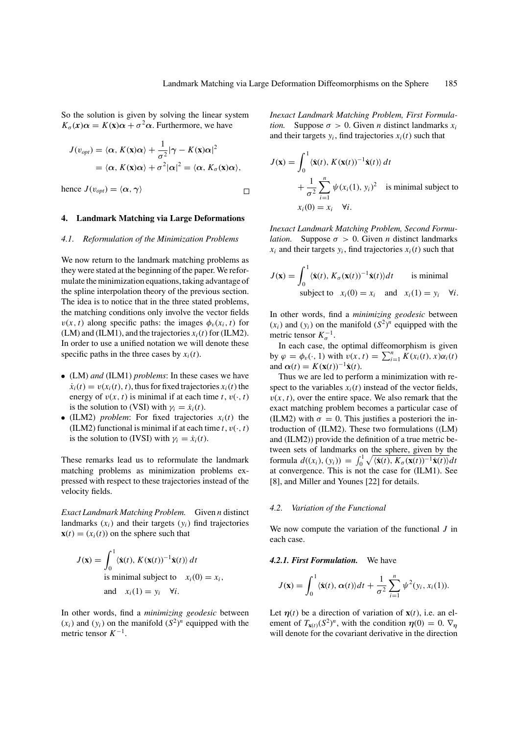So the solution is given by solving the linear system $K_\sigma(\boldsymbol{x})\boldsymbol{\alpha} = K(\mathbf{x})\boldsymbol{\alpha} + \sigma^2\boldsymbol{\alpha}$. Furthermore, we have

$$
\begin{aligned}
J(v_{opt}) &= \langle \boldsymbol{\alpha}, K(\mathbf{x})\boldsymbol{\alpha}\rangle + \frac{1}{\sigma^2}|\gamma - K(\mathbf{x})\boldsymbol{\alpha}|^2 \\
&= \langle \boldsymbol{\alpha}, K(\mathbf{x})\boldsymbol{\alpha}\rangle + \sigma^2|\boldsymbol{\alpha}|^2 = \langle \boldsymbol{\alpha}, K_\sigma(\mathbf{x})\boldsymbol{\alpha}\rangle,
\end{aligned}
$$

hence $J(v_{opt}) = \langle \boldsymbol{\alpha}, \boldsymbol{\gamma}\rangle$ □

## 4. Landmark Matching via Large Deformations

### 4.1. Reformulation of the Minimization Problems

We now return to the landmark matching problems as they were stated at the beginning of the paper. We reformulate the minimization equations, taking advantage of the spline interpolation theory of the previous section. The idea is to notice that in the three stated problems, the matching conditions only involve the vector fields $v(x, t)$ along specific paths: the images $\phi_v(x_i, t)$ for (LM) and (ILM1), and the trajectories $x_i(t)$ for (ILM2). In order to use a unified notation we will denote these specific paths in the three cases by $x_i(t)$.

- (LM) *and* (ILM1) *problems*: In these cases we have $\dot{x}_i(t) = v(x_i(t), t)$, thus for fixed trajectories $x_i(t)$ the energy of $v(x, t)$ is minimal if at each time $t$, $v(\cdot, t)$ is the solution to (VSI) with $\gamma_i = \dot{x}_i(t)$.
- (ILM2) *problem*: For fixed trajectories $x_i(t)$ the (ILM2) functional is minimal if at each time $t$, $v(\cdot, t)$ is the solution to (IVSI) with $\gamma_i = \dot{x}_i(t)$.

These remarks lead us to reformulate the landmark matching problems as minimization problems expressed with respect to these trajectories instead of the velocity fields.

*Exact Landmark Matching Problem.* Given $n$ distinct landmarks $(x_i)$ and their targets $(y_i)$ find trajectories $\mathbf{x}(t) = (x_i(t))$ on the sphere such that

$$
\begin{aligned}
J(\mathbf{x}) = \int_0^1 &\langle \dot{\mathbf{x}}(t), K(\mathbf{x}(t))^{-1}\dot{\mathbf{x}}(t)\rangle\, dt \\
&\text{is minimal subject to} \quad x_i(0) = x_i, \\
&\text{and} \quad x_i(1) = y_i \quad \forall i.
\end{aligned}
$$

In other words, find a *minimizing geodesic* between $(x_i)$ and $(y_i)$ on the manifold $(S^2)^n$ equipped with the metric tensor $K^{-1}$.

*Inexact Landmark Matching Problem, First Formulation.* Suppose $\sigma > 0$. Given $n$ distinct landmarks $x_i$ and their targets $y_i$, find trajectories $x_i(t)$ such that

$$
\begin{aligned}
J(\mathbf{x}) = \int_0^1 &\langle \dot{\mathbf{x}}(t), K(\mathbf{x}(t))^{-1}\dot{\mathbf{x}}(t)\rangle\, dt \\
&+ \frac{1}{\sigma^2}\sum_{i=1}^n \psi(x_i(1), y_i)^2 \quad \text{is minimal subject to} \\
&x_i(0) = x_i \quad \forall i.
\end{aligned}
$$

*Inexact Landmark Matching Problem, Second Formulation.* Suppose $\sigma > 0$. Given $n$ distinct landmarks $x_i$ and their targets $y_i$, find trajectories $x_i(t)$ such that

$$
\begin{aligned}
J(\mathbf{x}) = \int_0^1 &\langle \dot{\mathbf{x}}(t), K_\sigma(\mathbf{x}(t))^{-1}\dot{\mathbf{x}}(t)\rangle dt \qquad \text{is minimal} \\
&\text{subject to} \quad x_i(0) = x_i \quad \text{and} \quad x_i(1) = y_i \quad \forall i.
\end{aligned}
$$

In other words, find a *minimizing geodesic* between $(x_i)$ and $(y_i)$ on the manifold $(S^2)^n$ equipped with the metric tensor $K_\sigma^{-1}$.

In each case, the optimal diffeomorphism is given by $\varphi = \phi_v(\cdot, 1)$ with $v(x, t) = \sum_{i=1}^n K(x_i(t), x)\alpha_i(t)$ and $\boldsymbol{\alpha}(t) = K(\mathbf{x}(t))^{-1}\dot{\mathbf{x}}(t)$.

Thus we are led to perform a minimization with respect to the variables $x_i(t)$ instead of the vector fields, $v(x, t)$, over the entire space. We also remark that the exact matching problem becomes a particular case of (ILM2) with $\sigma = 0$. This justifies a posteriori the introduction of (ILM2). These two formulations ((LM) and (ILM2)) provide the definition of a true metric between sets of landmarks on the sphere, given by the formula $d((x_i), (y_i)) = \int_0^1 \sqrt{\langle \dot{\mathbf{x}}(t), K_\sigma(\mathbf{x}(t))^{-1}\dot{\mathbf{x}}(t)\rangle} dt$ at convergence. This is not the case for (ILM1). See [8], and Miller and Younes [22] for details.

### 4.2. Variation of the Functional

We now compute the variation of the functional $J$ in each case.

#### 4.2.1. First Formulation.

We have

$$
J(\mathbf{x}) = \int_0^1 \langle \dot{\mathbf{x}}(t), \boldsymbol{\alpha}(t)\rangle dt + \frac{1}{\sigma^2}\sum_{i=1}^n \psi^2(y_i, x_i(1)).
$$

Let $\boldsymbol{\eta}(t)$ be a direction of variation of $\mathbf{x}(t)$, i.e. an element of $T_{\mathbf{x}(t)}(S^2)^n$, with the condition $\boldsymbol{\eta}(0) = 0$. $\nabla_{\boldsymbol{\eta}}$ will denote for the covariant derivative in the direction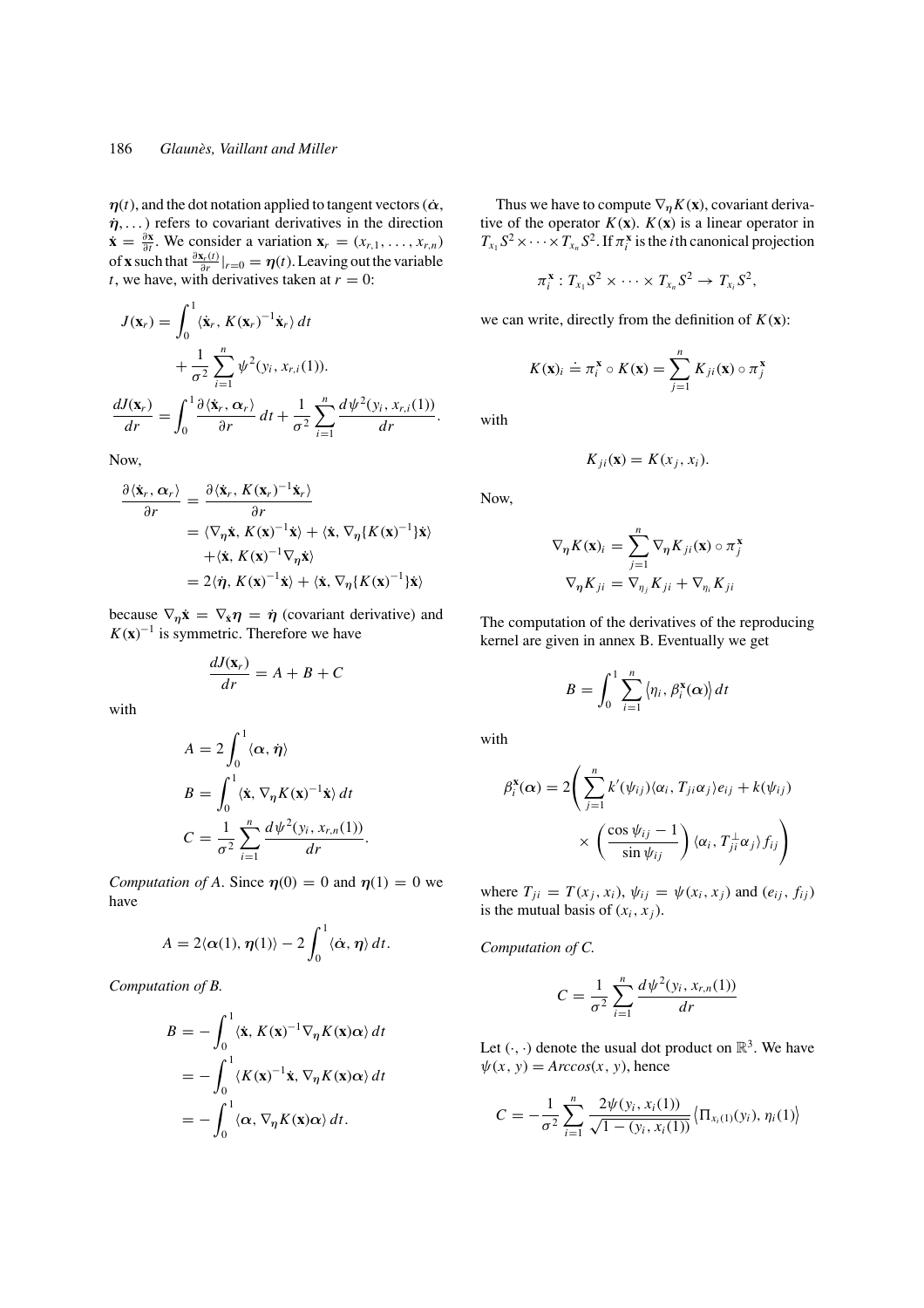$\boldsymbol{\eta}(t)$, and the dot notation applied to tangent vectors ($\dot{\boldsymbol{\alpha}}$, $\dot{\boldsymbol{\eta}}, \dots$) refers to covariant derivatives in the direction $\dot{\mathbf{x}} = \frac{\partial \mathbf{x}}{\partial t}$. We consider a variation $\mathbf{x}_r = (x_{r,1}, \dots, x_{r,n})$ of $\mathbf{x}$ such that $\frac{\partial \mathbf{x}_r(t)}{\partial r}|_{r=0} = \boldsymbol{\eta}(t)$. Leaving out the variable $t$, we have, with derivatives taken at $r = 0$:

$$J(\mathbf{x}_r) = \int_0^1 \langle \dot{\mathbf{x}}_r, K(\mathbf{x}_r)^{-1} \dot{\mathbf{x}}_r \rangle \, dt + \frac{1}{\sigma^2} \sum_{i=1}^n \psi^2(y_i, x_{r,i}(1)).$$

$$\frac{dJ(\mathbf{x}_r)}{dr} = \int_0^1 \frac{\partial \langle \dot{\mathbf{x}}_r, \boldsymbol{\alpha}_r \rangle}{\partial r} \, dt + \frac{1}{\sigma^2} \sum_{i=1}^n \frac{d\psi^2(y_i, x_{r,i}(1))}{dr}.$$

Now,

$$\begin{aligned}
\frac{\partial \langle \dot{\mathbf{x}}_r, \boldsymbol{\alpha}_r \rangle}{\partial r} &= \frac{\partial \langle \dot{\mathbf{x}}_r, K(\mathbf{x}_r)^{-1} \dot{\mathbf{x}}_r \rangle}{\partial r} \\
&= \langle \nabla_{\boldsymbol{\eta}} \dot{\mathbf{x}}, K(\mathbf{x})^{-1} \dot{\mathbf{x}} \rangle + \langle \dot{\mathbf{x}}, \nabla_{\boldsymbol{\eta}} \{K(\mathbf{x})^{-1}\} \dot{\mathbf{x}} \rangle \\
&\quad + \langle \dot{\mathbf{x}}, K(\mathbf{x})^{-1} \nabla_{\boldsymbol{\eta}} \dot{\mathbf{x}} \rangle \\
&= 2 \langle \dot{\boldsymbol{\eta}}, K(\mathbf{x})^{-1} \dot{\mathbf{x}} \rangle + \langle \dot{\mathbf{x}}, \nabla_{\boldsymbol{\eta}} \{K(\mathbf{x})^{-1}\} \dot{\mathbf{x}} \rangle
\end{aligned}$$

because $\nabla_{\boldsymbol{\eta}} \dot{\mathbf{x}} = \nabla_{\dot{\mathbf{x}}} \boldsymbol{\eta} = \dot{\boldsymbol{\eta}}$ (covariant derivative) and $K(\mathbf{x})^{-1}$ is symmetric. Therefore we have

$$\frac{dJ(\mathbf{x}_r)}{dr} = A + B + C$$

with

$$\begin{aligned}
A &= 2 \int_0^1 \langle \boldsymbol{\alpha}, \dot{\boldsymbol{\eta}} \rangle \\
B &= \int_0^1 \langle \dot{\mathbf{x}}, \nabla_{\boldsymbol{\eta}} K(\mathbf{x})^{-1} \dot{\mathbf{x}} \rangle \, dt \\
C &= \frac{1}{\sigma^2} \sum_{i=1}^n \frac{d\psi^2(y_i, x_{r,n}(1))}{dr}.
\end{aligned}$$

*Computation of A.* Since $\boldsymbol{\eta}(0) = 0$ and $\boldsymbol{\eta}(1) = 0$ we have

$$A = 2 \langle \boldsymbol{\alpha}(1), \boldsymbol{\eta}(1) \rangle - 2 \int_0^1 \langle \dot{\boldsymbol{\alpha}}, \boldsymbol{\eta} \rangle \, dt.$$

*Computation of B.*

$$\begin{aligned}
B &= -\int_0^1 \langle \dot{\mathbf{x}}, K(\mathbf{x})^{-1} \nabla_{\boldsymbol{\eta}} K(\mathbf{x}) \boldsymbol{\alpha} \rangle \, dt \\
&= -\int_0^1 \langle K(\mathbf{x})^{-1} \dot{\mathbf{x}}, \nabla_{\boldsymbol{\eta}} K(\mathbf{x}) \boldsymbol{\alpha} \rangle \, dt \\
&= -\int_0^1 \langle \boldsymbol{\alpha}, \nabla_{\boldsymbol{\eta}} K(\mathbf{x}) \boldsymbol{\alpha} \rangle \, dt.
\end{aligned}$$

Thus we have to compute $\nabla_{\boldsymbol{\eta}} K(\mathbf{x})$, covariant derivative of the operator $K(\mathbf{x})$. $K(\mathbf{x})$ is a linear operator in $T_{x_1} S^2 \times \cdots \times T_{x_n} S^2$. If $\pi_i^{\mathbf{x}}$ is the $i$th canonical projection

$$\pi_i^{\mathbf{x}} : T_{x_1} S^2 \times \cdots \times T_{x_n} S^2 \to T_{x_i} S^2,$$

we can write, directly from the definition of $K(\mathbf{x})$:

$$K(\mathbf{x})_i \doteq \pi_i^{\mathbf{x}} \circ K(\mathbf{x}) = \sum_{j=1}^n K_{ji}(\mathbf{x}) \circ \pi_j^{\mathbf{x}}$$

with

$$K_{ji}(\mathbf{x}) = K(x_j, x_i).$$

Now,

$$\begin{aligned}
\nabla_{\boldsymbol{\eta}} K(\mathbf{x})_i &= \sum_{j=1}^n \nabla_{\boldsymbol{\eta}} K_{ji}(\mathbf{x}) \circ \pi_j^{\mathbf{x}} \\
\nabla_{\boldsymbol{\eta}} K_{ji} &= \nabla_{\eta_j} K_{ji} + \nabla_{\eta_i} K_{ji}
\end{aligned}$$

The computation of the derivatives of the reproducing kernel are given in annex B. Eventually we get

$$B = \int_0^1 \sum_{i=1}^n \left\langle \eta_i, \beta_i^{\mathbf{x}}(\boldsymbol{\alpha}) \right\rangle dt$$

with

$$\beta_i^{\mathbf{x}}(\boldsymbol{\alpha}) = 2 \left( \sum_{j=1}^n k'(\psi_{ij}) \langle \alpha_i, T_{ji} \alpha_j \rangle e_{ij} + k(\psi_{ij}) \times \left( \frac{\cos \psi_{ij} - 1}{\sin \psi_{ij}} \right) \langle \alpha_i, T_{ji}^{\perp} \alpha_j \rangle f_{ij} \right)$$

where $T_{ji} = T(x_j, x_i)$, $\psi_{ij} = \psi(x_i, x_j)$ and $(e_{ij}, f_{ij})$ is the mutual basis of $(x_i, x_j)$.

*Computation of C.*

$$C = \frac{1}{\sigma^2} \sum_{i=1}^n \frac{d\psi^2(y_i, x_{r,n}(1))}{dr}$$

Let $(\cdot, \cdot)$ denote the usual dot product on $\mathbb{R}^3$. We have $\psi(x, y) = Arccos(x, y)$, hence

$$C = -\frac{1}{\sigma^2} \sum_{i=1}^n \frac{2\psi(y_i, x_i(1))}{\sqrt{1 - (y_i, x_i(1))}} \left\langle \Pi_{x_i(1)}(y_i), \eta_i(1) \right\rangle$$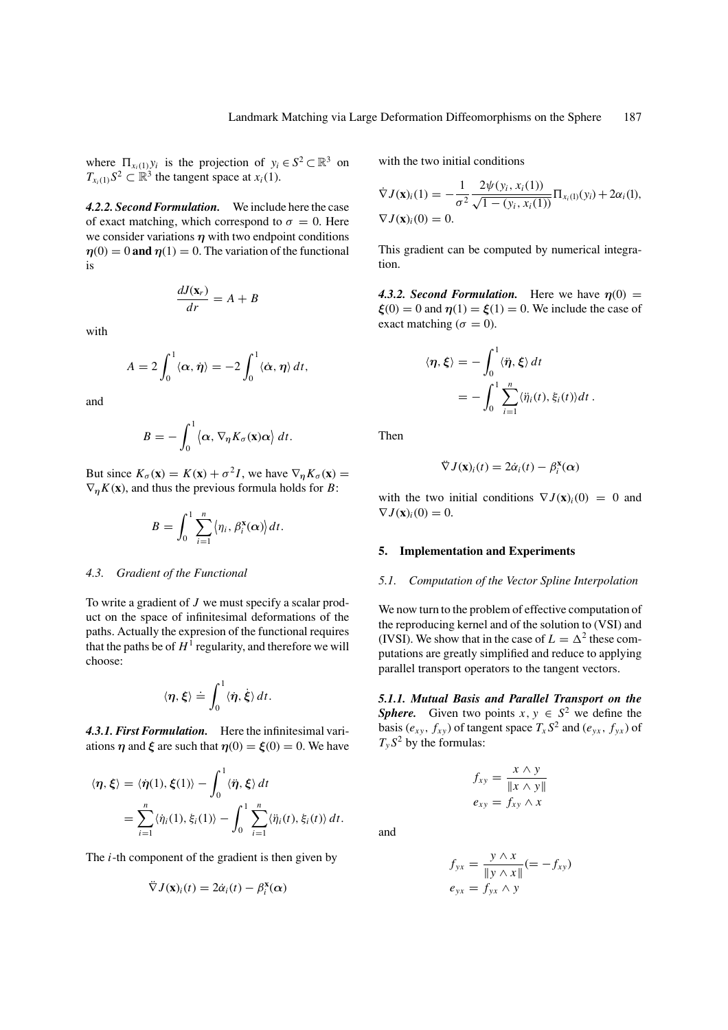where $\Pi_{x_i(1)} y_i$ is the projection of $y_i \in S^2 \subset \mathbb{R}^3$ on $T_{x_i(1)} S^2 \subset \mathbb{R}^3$ the tangent space at $x_i(1)$.

***4.2.2. Second Formulation.*** We include here the case of exact matching, which correspond to $\sigma = 0$. Here we consider variations $\boldsymbol{\eta}$ with two endpoint conditions $\boldsymbol{\eta}(0) = 0$ **and** $\boldsymbol{\eta}(1) = 0$. The variation of the functional is

$$\frac{dJ(\mathbf{x}_r)}{dr} = A + B$$

with

$$A = 2\int_0^1 \langle \boldsymbol{\alpha}, \dot{\boldsymbol{\eta}} \rangle = -2\int_0^1 \langle \dot{\boldsymbol{\alpha}}, \boldsymbol{\eta} \rangle \, dt,$$

and

$$B = -\int_0^1 \left\langle \boldsymbol{\alpha}, \nabla_{\boldsymbol{\eta}} K_\sigma(\mathbf{x}) \boldsymbol{\alpha} \right\rangle dt.$$

But since $K_\sigma(\mathbf{x}) = K(\mathbf{x}) + \sigma^2 I$, we have $\nabla_{\boldsymbol{\eta}} K_\sigma(\mathbf{x}) = \nabla_{\boldsymbol{\eta}} K(\mathbf{x})$, and thus the previous formula holds for $B$:

$$B = \int_0^1 \sum_{i=1}^n \left\langle \eta_i, \beta_i^{\mathbf{x}}(\boldsymbol{\alpha}) \right\rangle dt.$$

### 4.3. Gradient of the Functional

To write a gradient of $J$ we must specify a scalar product on the space of infinitesimal deformations of the paths. Actually the expresion of the functional requires that the paths be of $H^1$ regularity, and therefore we will choose:

$$\langle \boldsymbol{\eta}, \boldsymbol{\xi} \rangle \doteq \int_0^1 \langle \dot{\boldsymbol{\eta}}, \dot{\boldsymbol{\xi}} \rangle \, dt.$$

***4.3.1. First Formulation.*** Here the infinitesimal variations $\boldsymbol{\eta}$ and $\boldsymbol{\xi}$ are such that $\boldsymbol{\eta}(0) = \boldsymbol{\xi}(0) = 0$. We have

$$\begin{aligned}
\langle \boldsymbol{\eta}, \boldsymbol{\xi} \rangle &= \langle \dot{\boldsymbol{\eta}}(1), \boldsymbol{\xi}(1) \rangle - \int_0^1 \langle \ddot{\boldsymbol{\eta}}, \boldsymbol{\xi} \rangle \, dt \\
&= \sum_{i=1}^n \langle \dot{\eta}_i(1), \xi_i(1) \rangle - \int_0^1 \sum_{i=1}^n \langle \ddot{\eta}_i(t), \xi_i(t) \rangle \, dt.
\end{aligned}$$

The $i$-th component of the gradient is then given by

$$\ddot{\nabla} J(\mathbf{x})_i(t) = 2\dot{\alpha}_i(t) - \beta_i^{\mathbf{x}}(\boldsymbol{\alpha})$$

with the two initial conditions

$$\begin{aligned}
\dot{\nabla} J(\mathbf{x})_i(1) &= -\frac{1}{\sigma^2} \frac{2\psi(y_i, x_i(1))}{\sqrt{1 - (y_i, x_i(1))}} \Pi_{x_i(1)}(y_i) + 2\alpha_i(1), \\
\nabla J(\mathbf{x})_i(0) &= 0.
\end{aligned}$$

This gradient can be computed by numerical integration.

***4.3.2. Second Formulation.*** Here we have $\boldsymbol{\eta}(0) = \boldsymbol{\xi}(0) = 0$ and $\boldsymbol{\eta}(1) = \boldsymbol{\xi}(1) = 0$. We include the case of exact matching ($\sigma = 0$).

$$\begin{aligned}
\langle \boldsymbol{\eta}, \boldsymbol{\xi} \rangle &= -\int_0^1 \langle \ddot{\boldsymbol{\eta}}, \boldsymbol{\xi} \rangle \, dt \\
&= -\int_0^1 \sum_{i=1}^n \langle \ddot{\eta}_i(t), \xi_i(t) \rangle dt \, .
\end{aligned}$$

Then

$$\ddot{\nabla} J(\mathbf{x})_i(t) = 2\dot{\alpha}_i(t) - \beta_i^{\mathbf{x}}(\boldsymbol{\alpha})$$

with the two initial conditions $\nabla J(\mathbf{x})_i(0) = 0$ and $\nabla J(\mathbf{x})_i(0) = 0$.

## 5. Implementation and Experiments

### 5.1. Computation of the Vector Spline Interpolation

We now turn to the problem of effective computation of the reproducing kernel and of the solution to (VSI) and (IVSI). We show that in the case of $L = \Delta^2$ these computations are greatly simplified and reduce to applying parallel transport operators to the tangent vectors.

***5.1.1. Mutual Basis and Parallel Transport on the Sphere.*** Given two points $x, y \in S^2$ we define the basis $(e_{xy}, f_{xy})$ of tangent space $T_x S^2$ and $(e_{yx}, f_{yx})$ of $T_y S^2$ by the formulas:

$$\begin{aligned}
f_{xy} &= \frac{x \wedge y}{\|x \wedge y\|} \\
e_{xy} &= f_{xy} \wedge x
\end{aligned}$$

and

$$\begin{aligned}
f_{yx} &= \frac{y \wedge x}{\|y \wedge x\|} (= -f_{xy}) \\
e_{yx} &= f_{yx} \wedge y
\end{aligned}$$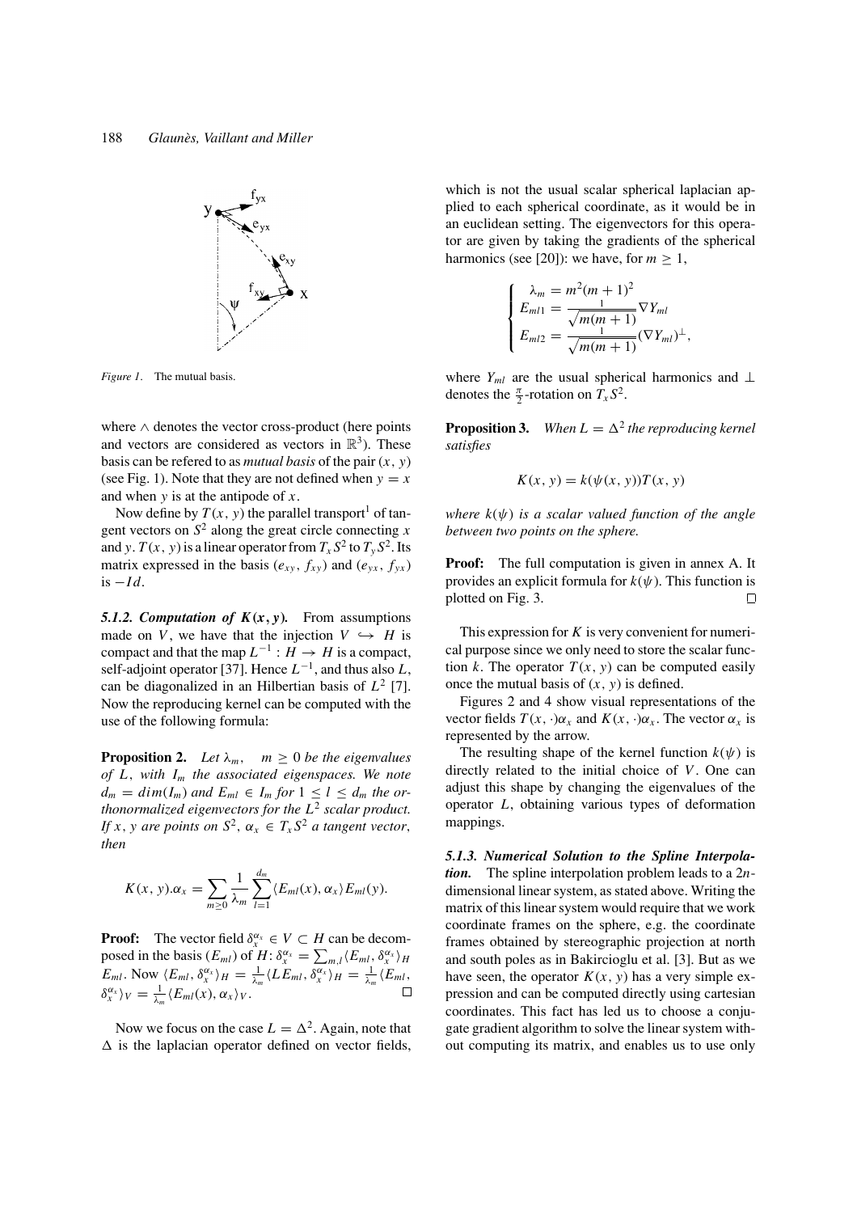*Figure 1*. The mutual basis.

where $\wedge$ denotes the vector cross-product (here points and vectors are considered as vectors in $\mathbb{R}^3$). These basis can be refered to as *mutual basis* of the pair $(x, y)$ (see Fig. 1). Note that they are not defined when $y = x$ and when $y$ is at the antipode of $x$.

Now define by $T(x, y)$ the parallel transport[1] of tangent vectors on $S^2$ along the great circle connecting $x$ and $y$. $T(x, y)$ is a linear operator from $T_x S^2$ to $T_y S^2$. Its matrix expressed in the basis $(e_{xy}, f_{xy})$ and $(e_{yx}, f_{yx})$ is $-Id$.

***5.1.2. Computation of $K(x, y)$.*** From assumptions made on $V$, we have that the injection $V \hookrightarrow H$ is compact and that the map $L^{-1} : H \to H$ is a compact, self-adjoint operator [37]. Hence $L^{-1}$, and thus also $L$, can be diagonalized in an Hilbertian basis of $L^2$ [7]. Now the reproducing kernel can be computed with the use of the following formula:

**Proposition 2.** *Let $\lambda_m$, $m \geq 0$ be the eigenvalues of $L$, with $I_m$ the associated eigenspaces. We note $d_m = dim(I_m)$ and $E_{ml} \in I_m$ for $1 \leq l \leq d_m$ the orthonormalized eigenvectors for the $L^2$ scalar product. If $x$, $y$ are points on $S^2$, $\alpha_x \in T_x S^2$ a tangent vector, then*

$$K(x, y).\alpha_x = \sum_{m \geq 0} \frac{1}{\lambda_m} \sum_{l=1}^{d_m} \langle E_{ml}(x), \alpha_x \rangle E_{ml}(y).$$

**Proof:** The vector field $\delta_x^{\alpha_x} \in V \subset H$ can be decomposed in the basis $(E_{ml})$ of $H$: $\delta_x^{\alpha_x} = \sum_{m,l} \langle E_{ml}, \delta_x^{\alpha_x} \rangle_H E_{ml}$. Now $\langle E_{ml}, \delta_x^{\alpha_x} \rangle_H = \frac{1}{\lambda_m} \langle L E_{ml}, \delta_x^{\alpha_x} \rangle_H = \frac{1}{\lambda_m} \langle E_{ml}, \delta_x^{\alpha_x} \rangle_V = \frac{1}{\lambda_m} \langle E_{ml}(x), \alpha_x \rangle_V$. $\square$

Now we focus on the case $L = \Delta^2$. Again, note that $\Delta$ is the laplacian operator defined on vector fields, which is not the usual scalar spherical laplacian applied to each spherical coordinate, as it would be in an euclidean setting. The eigenvectors for this operator are given by taking the gradients of the spherical harmonics (see [20]): we have, for $m \geq 1$,

$$\begin{cases} \lambda_m = m^2(m+1)^2 \\ E_{ml1} = \frac{1}{\sqrt{m(m+1)}} \nabla Y_{ml} \\ E_{ml2} = \frac{1}{\sqrt{m(m+1)}} (\nabla Y_{ml})^\perp, \end{cases}$$

where $Y_{ml}$ are the usual spherical harmonics and $\perp$ denotes the $\frac{\pi}{2}$-rotation on $T_x S^2$.

**Proposition 3.** *When $L = \Delta^2$ the reproducing kernel satisfies*

$$K(x, y) = k(\psi(x, y)) T(x, y)$$

*where $k(\psi)$ is a scalar valued function of the angle between two points on the sphere.*

**Proof:** The full computation is given in annex A. It provides an explicit formula for $k(\psi)$. This function is plotted on Fig. 3. $\square$

This expression for $K$ is very convenient for numerical purpose since we only need to store the scalar function $k$. The operator $T(x, y)$ can be computed easily once the mutual basis of $(x, y)$ is defined.

Figures 2 and 4 show visual representations of the vector fields $T(x, \cdot)\alpha_x$ and $K(x, \cdot)\alpha_x$. The vector $\alpha_x$ is represented by the arrow.

The resulting shape of the kernel function $k(\psi)$ is directly related to the initial choice of $V$. One can adjust this shape by changing the eigenvalues of the operator $L$, obtaining various types of deformation mappings.

***5.1.3. Numerical Solution to the Spline Interpolation.*** The spline interpolation problem leads to a $2n$-dimensional linear system, as stated above. Writing the matrix of this linear system would require that we work coordinate frames on the sphere, e.g. the coordinate frames obtained by stereographic projection at north and south poles as in Bakircioglu et al. [3]. But as we have seen, the operator $K(x, y)$ has a very simple expression and can be computed directly using cartesian coordinates. This fact has led us to choose a conjugate gradient algorithm to solve the linear system without computing its matrix, and enables us to use only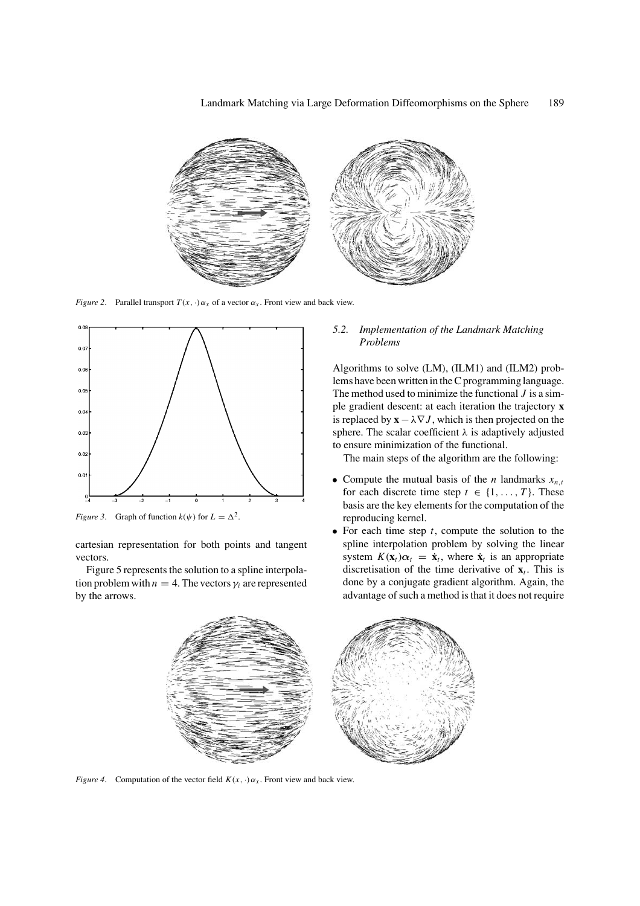*Figure 2.* Parallel transport $T(x, \cdot)\alpha_x$ of a vector $\alpha_x$. Front view and back view.

*Figure 3.* Graph of function $k(\psi)$ for $L = \Delta^2$.

cartesian representation for both points and tangent vectors.

Figure 5 represents the solution to a spline interpolation problem with $n = 4$. The vectors $\gamma_i$ are represented by the arrows.

### 5.2. Implementation of the Landmark Matching Problems

Algorithms to solve (LM), (ILM1) and (ILM2) problems have been written in the C programming language. The method used to minimize the functional $J$ is a simple gradient descent: at each iteration the trajectory $\mathbf{x}$ is replaced by $\mathbf{x} - \lambda \nabla J$, which is then projected on the sphere. The scalar coefficient $\lambda$ is adaptively adjusted to ensure minimization of the functional.

The main steps of the algorithm are the following:

- Compute the mutual basis of the $n$ landmarks $x_{n,t}$ for each discrete time step $t \in \{1, \ldots, T\}$. These basis are the key elements for the computation of the reproducing kernel.
- For each time step $t$, compute the solution to the spline interpolation problem by solving the linear system $K(\mathbf{x}_t)\boldsymbol{\alpha}_t = \dot{\mathbf{x}}_t$, where $\dot{\mathbf{x}}_t$ is an appropriate discretisation of the time derivative of $\mathbf{x}_t$. This is done by a conjugate gradient algorithm. Again, the advantage of such a method is that it does not require

*Figure 4.* Computation of the vector field $K(x, \cdot)\alpha_x$. Front view and back view.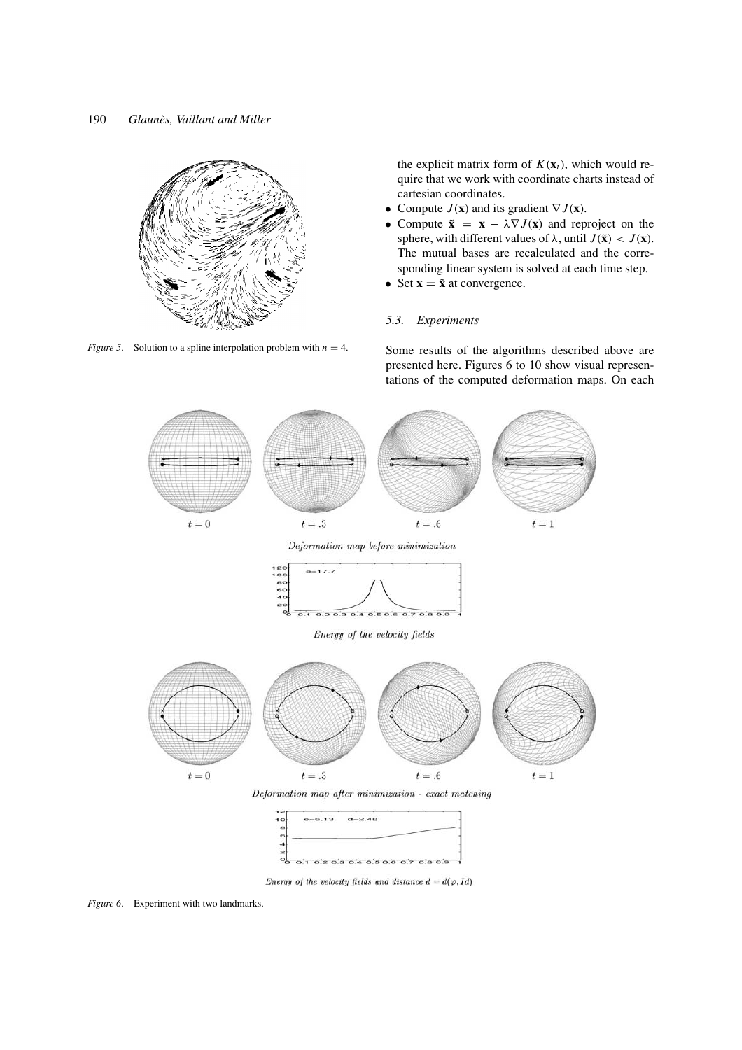Figure 5. Solution to a spline interpolation problem with $n = 4$.

the explicit matrix form of $K(\mathbf{x}_t)$, which would require that we work with coordinate charts instead of cartesian coordinates.

- Compute $J(\mathbf{x})$ and its gradient $\nabla J(\mathbf{x})$.
- Compute $\tilde{\mathbf{x}} = \mathbf{x} - \lambda \nabla J(\mathbf{x})$ and reproject on the sphere, with different values of $\lambda$, until $J(\tilde{\mathbf{x}}) < J(\mathbf{x})$. The mutual bases are recalculated and the corresponding linear system is solved at each time step.
- Set $\mathbf{x} = \tilde{\mathbf{x}}$ at convergence.

### 5.3. Experiments

Some results of the algorithms described above are presented here. Figures 6 to 10 show visual representations of the computed deformation maps. On each

$t = 0$ $t = .3$ $t = .6$ $t = 1$

*Deformation map before minimization*

*Energy of the velocity fields*

$t = 0$ $t = .3$ $t = .6$ $t = 1$

*Deformation map after minimization - exact matching*

*Energy of the velocity fields and distance $d = d(\varphi, Id)$*

Figure 6. Experiment with two landmarks.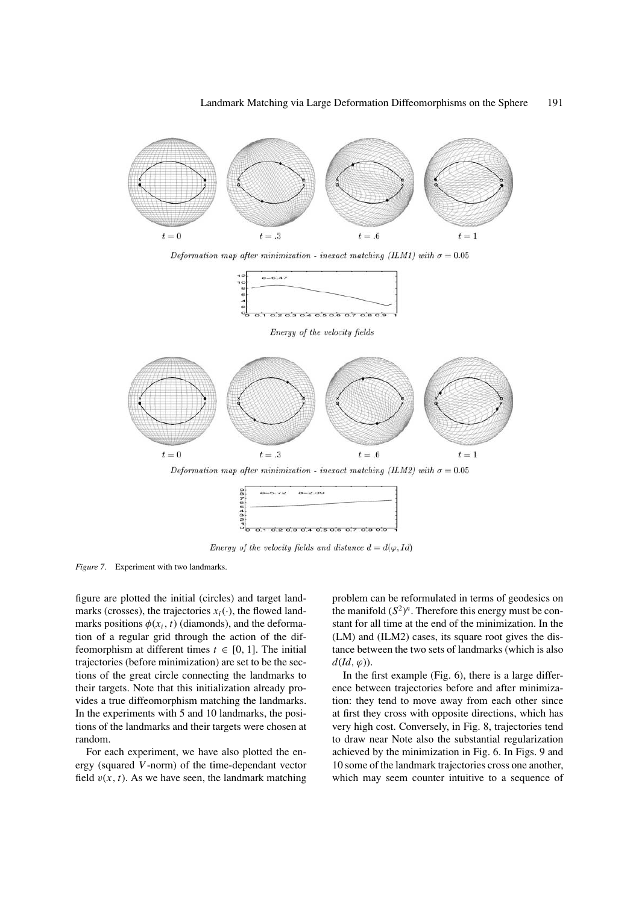*Figure 7.* Experiment with two landmarks.

figure are plotted the initial (circles) and target landmarks (crosses), the trajectories $x_i(\cdot)$, the flowed landmarks positions $\phi(x_i, t)$ (diamonds), and the deformation of a regular grid through the action of the diffeomorphism at different times $t \in [0, 1]$. The initial trajectories (before minimization) are set to be the sections of the great circle connecting the landmarks to their targets. Note that this initialization already provides a true diffeomorphism matching the landmarks. In the experiments with 5 and 10 landmarks, the positions of the landmarks and their targets were chosen at random.

For each experiment, we have also plotted the energy (squared $V$-norm) of the time-dependant vector field $v(x, t)$. As we have seen, the landmark matching problem can be reformulated in terms of geodesics on the manifold $(S^2)^n$. Therefore this energy must be constant for all time at the end of the minimization. In the (LM) and (ILM2) cases, its square root gives the distance between the two sets of landmarks (which is also $d(Id, \varphi)$).

In the first example (Fig. 6), there is a large difference between trajectories before and after minimization: they tend to move away from each other since at first they cross with opposite directions, which has very high cost. Conversely, in Fig. 8, trajectories tend to draw near Note also the substantial regularization achieved by the minimization in Fig. 6. In Figs. 9 and 10 some of the landmark trajectories cross one another, which may seem counter intuitive to a sequence of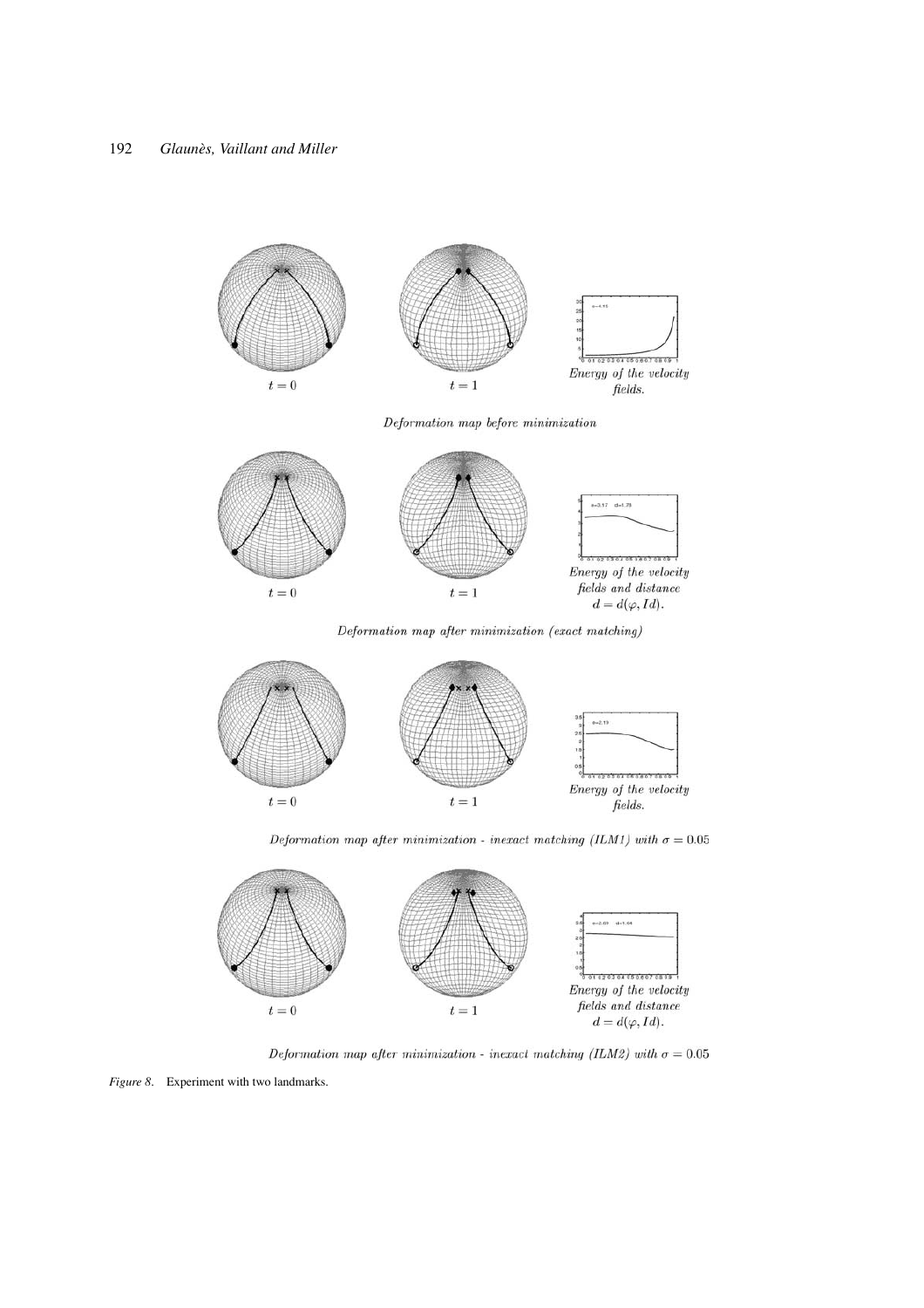$t = 0$ $t = 1$ *Energy of the velocity fields.*

*Deformation map before minimization*

$t = 0$ $t = 1$ *Energy of the velocity fields and distance* $d = d(\varphi, Id)$.

*Deformation map after minimization (exact matching)*

$t = 0$ $t = 1$ *Energy of the velocity fields.*

*Deformation map after minimization - inexact matching (ILM1) with* $\sigma = 0.05$

$t = 0$ $t = 1$ *Energy of the velocity fields and distance* $d = d(\varphi, Id)$.

*Deformation map after minimization - inexact matching (ILM2) with* $\sigma = 0.05$

*Figure 8.* Experiment with two landmarks.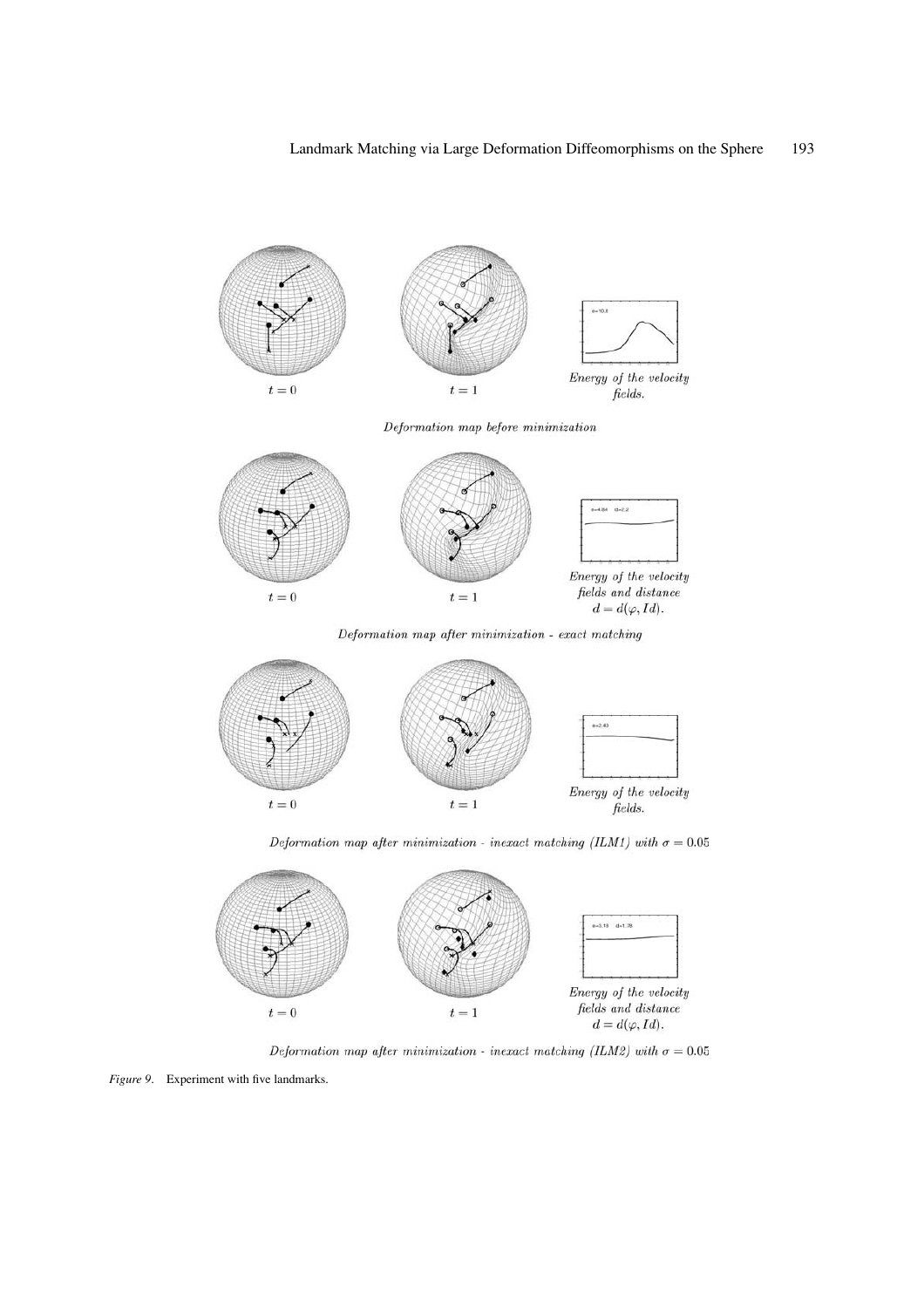$t = 0$ $t = 1$ *Energy of the velocity fields.*

*Deformation map before minimization*

$t = 0$ $t = 1$ *Energy of the velocity fields and distance* $d = d(\varphi, Id)$.

*Deformation map after minimization - exact matching*

$t = 0$ $t = 1$ *Energy of the velocity fields.*

*Deformation map after minimization - inexact matching (ILM1) with* $\sigma = 0.05$

$t = 0$ $t = 1$ *Energy of the velocity fields and distance* $d = d(\varphi, Id)$.

*Deformation map after minimization - inexact matching (ILM2) with* $\sigma = 0.05$

*Figure 9.* Experiment with five landmarks.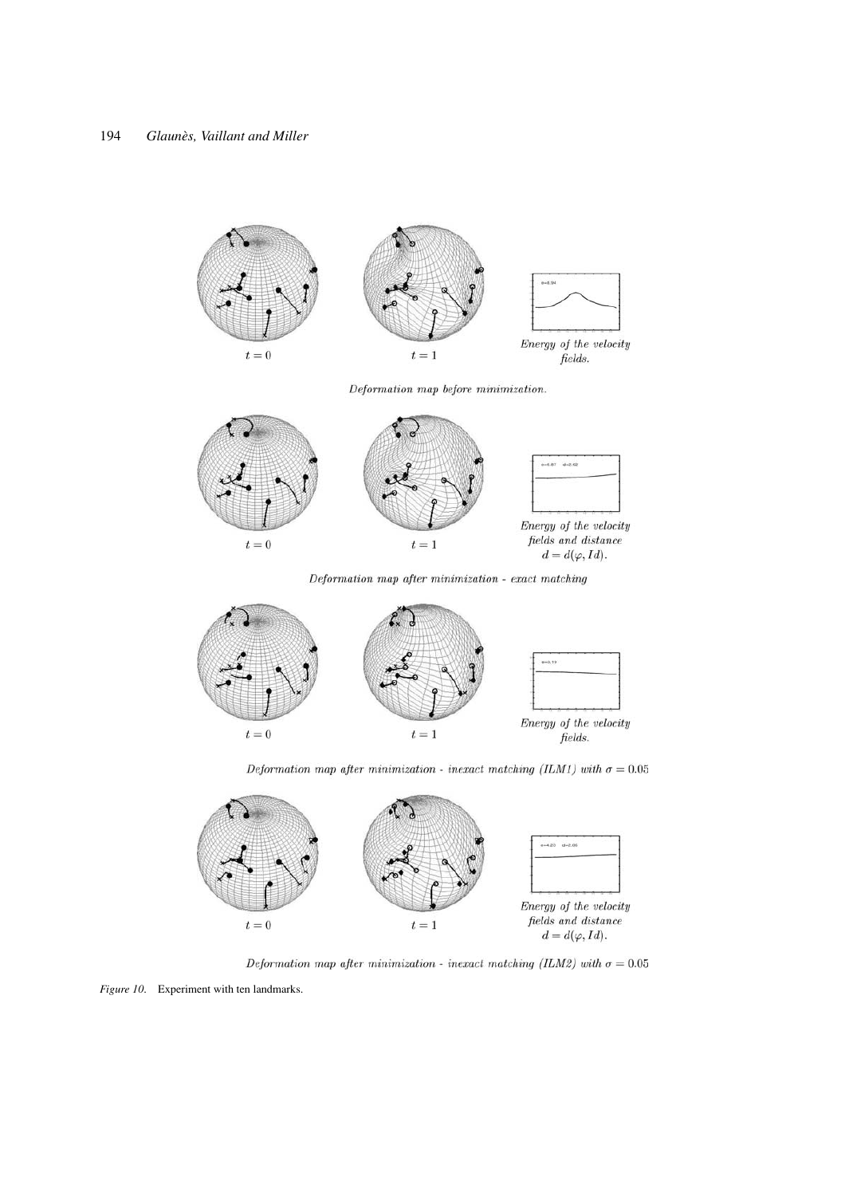$t = 0$ $t = 1$

*Energy of the velocity fields.*

*Deformation map before minimization.*

$t = 0$ $t = 1$

*Energy of the velocity fields and distance* $d = d(\varphi, Id)$.

*Deformation map after minimization - exact matching*

$t = 0$ $t = 1$

*Energy of the velocity fields.*

*Deformation map after minimization - inexact matching (ILM1) with* $\sigma = 0.05$

$t = 0$ $t = 1$

*Energy of the velocity fields and distance* $d = d(\varphi, Id)$.

*Deformation map after minimization - inexact matching (ILM2) with* $\sigma = 0.05$

*Figure 10.* Experiment with ten landmarks.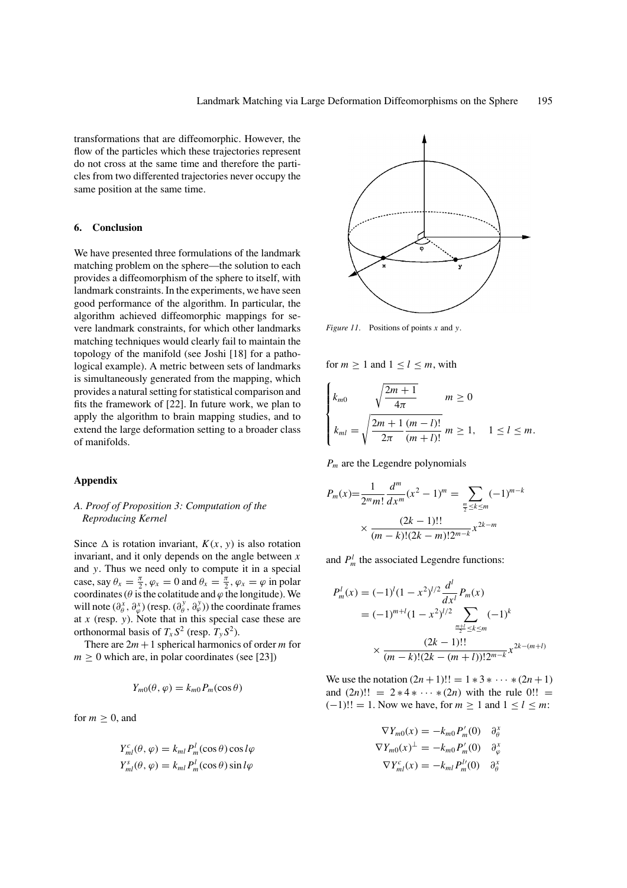transformations that are diffeomorphic. However, the flow of the particles which these trajectories represent do not cross at the same time and therefore the particles from two differented trajectories never occupy the same position at the same time.

## 6. Conclusion

We have presented three formulations of the landmark matching problem on the sphere—the solution to each provides a diffeomorphism of the sphere to itself, with landmark constraints. In the experiments, we have seen good performance of the algorithm. In particular, the algorithm achieved diffeomorphic mappings for severe landmark constraints, for which other landmarks matching techniques would clearly fail to maintain the topology of the manifold (see Joshi [18] for a pathological example). A metric between sets of landmarks is simultaneously generated from the mapping, which provides a natural setting for statistical comparison and fits the framework of [22]. In future work, we plan to apply the algorithm to brain mapping studies, and to extend the large deformation setting to a broader class of manifolds.

## Appendix

### A. Proof of Proposition 3: Computation of the Reproducing Kernel

Since $\Delta$ is rotation invariant, $K(x, y)$ is also rotation invariant, and it only depends on the angle between $x$ and $y$. Thus we need only to compute it in a special case, say $\theta_x = \frac{\pi}{2}, \varphi_x = 0$ and $\theta_x = \frac{\pi}{2}, \varphi_x = \varphi$ in polar coordinates ($\theta$ is the colatitude and $\varphi$ the longitude). We will note $(\partial_\theta^x, \partial_\varphi^x)$ (resp. $(\partial_\theta^y, \partial_\varphi^y)$) the coordinate frames at $x$ (resp. $y$). Note that in this special case these are orthonormal basis of $T_x S^2$ (resp. $T_y S^2$).

There are $2m + 1$ spherical harmonics of order $m$ for $m \geq 0$ which are, in polar coordinates (see [23])

$$Y_{m0}(\theta, \varphi) = k_{m0} P_m(\cos\theta)$$

for $m \geq 0$, and

$$Y_{ml}^c(\theta, \varphi) = k_{ml} P_m^l(\cos\theta)\cos l\varphi$$
$$Y_{ml}^s(\theta, \varphi) = k_{ml} P_m^l(\cos\theta)\sin l\varphi$$

Figure 11. Positions of points $x$ and $y$.

for $m \geq 1$ and $1 \leq l \leq m$, with

$$\begin{cases} k_{m0} \quad \sqrt{\dfrac{2m+1}{4\pi}} & m \geq 0 \\ k_{ml} = \sqrt{\dfrac{2m+1}{2\pi}\dfrac{(m-l)!}{(m+l)!}} & m \geq 1, \quad 1 \leq l \leq m. \end{cases}$$

$P_m$ are the Legendre polynomials

$$P_m(x) = \frac{1}{2^m m!}\frac{d^m}{dx^m}(x^2 - 1)^m = \sum_{\frac{m}{2} \leq k \leq m} (-1)^{m-k} \times \frac{(2k-1)!!}{(m-k)!(2k-m)!2^{m-k}} x^{2k-m}$$

and $P_m^l$ the associated Legendre functions:

$$\begin{aligned} P_m^l(x) &= (-1)^l (1 - x^2)^{l/2} \frac{d^l}{dx^l} P_m(x) \\ &= (-1)^{m+l} (1 - x^2)^{l/2} \sum_{\frac{m+l}{2} \leq k \leq m} (-1)^k \\ &\quad \times \frac{(2k-1)!!}{(m-k)!(2k-(m+l))!2^{m-k}} x^{2k-(m+l)} \end{aligned}$$

We use the notation $(2n+1)!! = 1 * 3 * \cdots * (2n+1)$ and $(2n)!! = 2 * 4 * \cdots * (2n)$ with the rule $0!! = (-1)!! = 1$. Now we have, for $m \geq 1$ and $1 \leq l \leq m$:

$$\begin{aligned} \nabla Y_{m0}(x) &= -k_{m0} P_m'(0) \quad \partial_\theta^x \\ \nabla Y_{m0}(x)^\perp &= -k_{m0} P_m'(0) \quad \partial_\varphi^x \\ \nabla Y_{ml}^c(x) &= -k_{ml} P_m^{l\prime}(0) \quad \partial_\theta^x \end{aligned}$$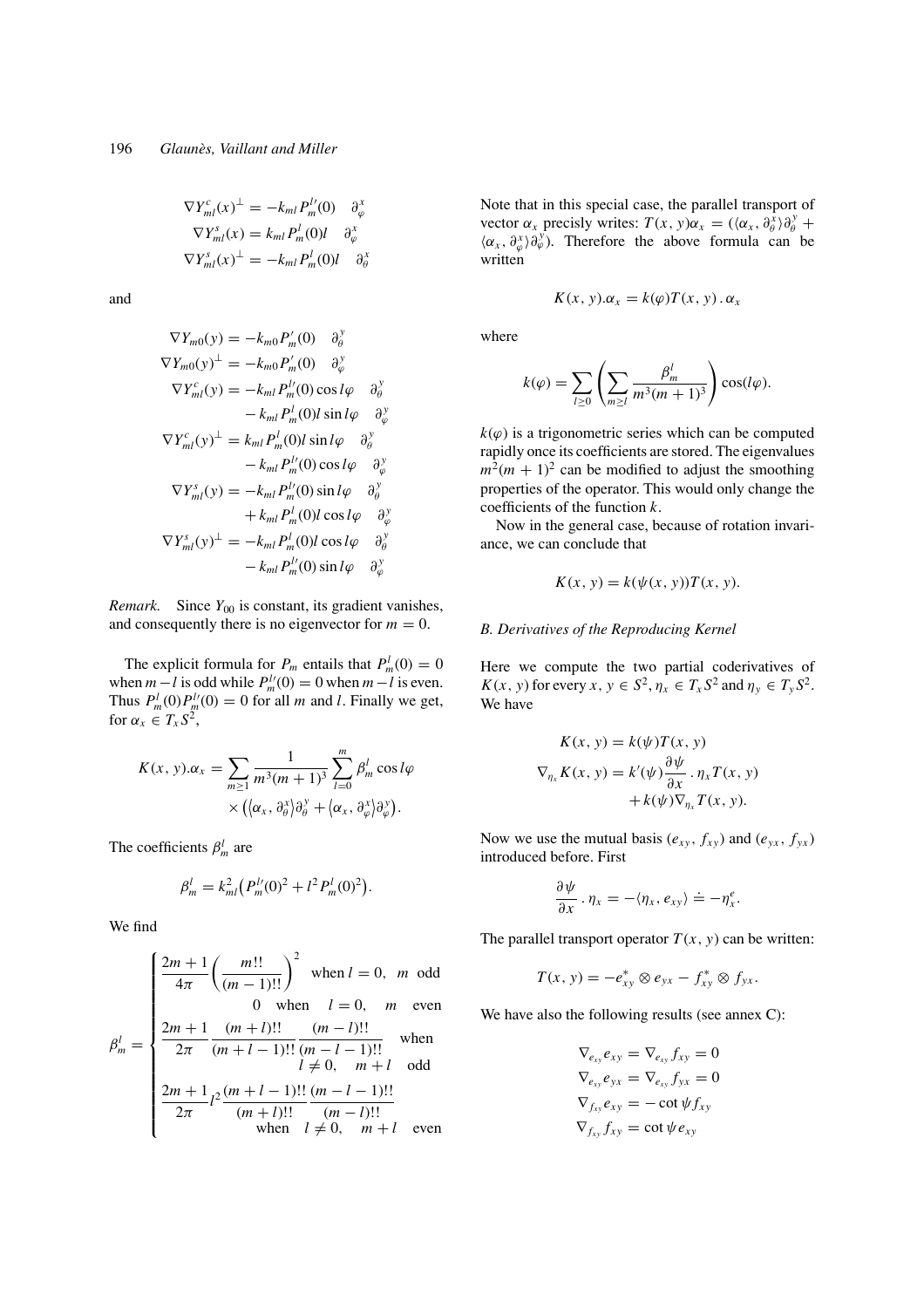$$\nabla Y^c_{ml}(x)^\perp = -k_{ml} P^{l\prime}_m(0) \quad \partial^x_\varphi$$

$$\nabla Y^s_{ml}(x) = k_{ml} P^l_m(0) l \quad \partial^x_\varphi$$

$$\nabla Y^s_{ml}(x)^\perp = -k_{ml} P^l_m(0) l \quad \partial^x_\theta$$

and

$$\nabla Y_{m0}(y) = -k_{m0} P'_m(0) \quad \partial^y_\theta$$

$$\nabla Y_{m0}(y)^\perp = -k_{m0} P'_m(0) \quad \partial^y_\varphi$$

$$\nabla Y^c_{ml}(y) = -k_{ml} P^{l\prime}_m(0) \cos l\varphi \quad \partial^y_\theta - k_{ml} P^l_m(0) l \sin l\varphi \quad \partial^y_\varphi$$

$$\nabla Y^c_{ml}(y)^\perp = k_{ml} P^l_m(0) l \sin l\varphi \quad \partial^y_\theta - k_{ml} P^{l\prime}_m(0) \cos l\varphi \quad \partial^y_\varphi$$

$$\nabla Y^s_{ml}(y) = -k_{ml} P^{l\prime}_m(0) \sin l\varphi \quad \partial^y_\theta + k_{ml} P^l_m(0) l \cos l\varphi \quad \partial^y_\varphi$$

$$\nabla Y^s_{ml}(y)^\perp = -k_{ml} P^l_m(0) l \cos l\varphi \quad \partial^y_\theta - k_{ml} P^{l\prime}_m(0) \sin l\varphi \quad \partial^y_\varphi$$

*Remark.* Since $Y_{00}$ is constant, its gradient vanishes, and consequently there is no eigenvector for $m = 0$.

The explicit formula for $P_m$ entails that $P^l_m(0) = 0$ when $m - l$ is odd while $P^{l\prime}_m(0) = 0$ when $m - l$ is even. Thus $P^l_m(0) P^{l\prime}_m(0) = 0$ for all $m$ and $l$. Finally we get, for $\alpha_x \in T_x S^2$,

$$K(x, y).\alpha_x = \sum_{m \geq 1} \frac{1}{m^3(m+1)^3} \sum_{l=0}^{m} \beta^l_m \cos l\varphi \times \left( \langle \alpha_x, \partial^x_\theta \rangle \partial^y_\theta + \langle \alpha_x, \partial^x_\varphi \rangle \partial^y_\varphi \right).$$

The coefficients $\beta^l_m$ are

$$\beta^l_m = k^2_{ml} \left( P^{l\prime}_m(0)^2 + l^2 P^l_m(0)^2 \right).$$

We find

$$\beta^l_m = \begin{cases} \dfrac{2m+1}{4\pi} \left( \dfrac{m!!}{(m-1)!!} \right)^2 & \text{when } l = 0, \; m \text{ odd} \\ 0 & \text{when } l = 0, \; m \text{ even} \\ \dfrac{2m+1}{2\pi} \dfrac{(m+l)!!}{(m+l-1)!!} \dfrac{(m-l)!!}{(m-l-1)!!} & \text{when } l \neq 0, \; m+l \text{ odd} \\ \dfrac{2m+1}{2\pi} l^2 \dfrac{(m+l-1)!!}{(m+l)!!} \dfrac{(m-l-1)!!}{(m-l)!!} & \text{when } l \neq 0, \; m+l \text{ even} \end{cases}$$

Note that in this special case, the parallel transport of vector $\alpha_x$ precisely writes: $T(x, y)\alpha_x = (\langle \alpha_x, \partial^x_\theta \rangle \partial^y_\theta + \langle \alpha_x, \partial^x_\varphi \rangle \partial^y_\varphi)$. Therefore the above formula can be written

$$K(x, y).\alpha_x = k(\varphi) T(x, y) . \alpha_x$$

where

$$k(\varphi) = \sum_{l \geq 0} \left( \sum_{m \geq l} \frac{\beta^l_m}{m^3(m+1)^3} \right) \cos(l\varphi).$$

$k(\varphi)$ is a trigonometric series which can be computed rapidly once its coefficients are stored. The eigenvalues $m^2(m+1)^2$ can be modified to adjust the smoothing properties of the operator. This would only change the coefficients of the function $k$.

Now in the general case, because of rotation invariance, we can conclude that

$$K(x, y) = k(\psi(x, y)) T(x, y).$$

### B. Derivatives of the Reproducing Kernel

Here we compute the two partial coderivatives of $K(x, y)$ for every $x, y \in S^2$, $\eta_x \in T_x S^2$ and $\eta_y \in T_y S^2$. We have

$$K(x, y) = k(\psi) T(x, y)$$

$$\nabla_{\eta_x} K(x, y) = k'(\psi) \frac{\partial \psi}{\partial x} . \eta_x T(x, y) + k(\psi) \nabla_{\eta_x} T(x, y).$$

Now we use the mutual basis $(e_{xy}, f_{xy})$ and $(e_{yx}, f_{yx})$ introduced before. First

$$\frac{\partial \psi}{\partial x} . \eta_x = -\langle \eta_x, e_{xy} \rangle \doteq -\eta^e_x.$$

The parallel transport operator $T(x, y)$ can be written:

$$T(x, y) = -e^*_{xy} \otimes e_{yx} - f^*_{xy} \otimes f_{yx}.$$

We have also the following results (see annex C):

$$\nabla_{e_{xy}} e_{xy} = \nabla_{e_{xy}} f_{xy} = 0$$

$$\nabla_{e_{xy}} e_{yx} = \nabla_{e_{xy}} f_{yx} = 0$$

$$\nabla_{f_{xy}} e_{xy} = -\cot \psi f_{xy}$$

$$\nabla_{f_{xy}} f_{xy} = \cot \psi e_{xy}$$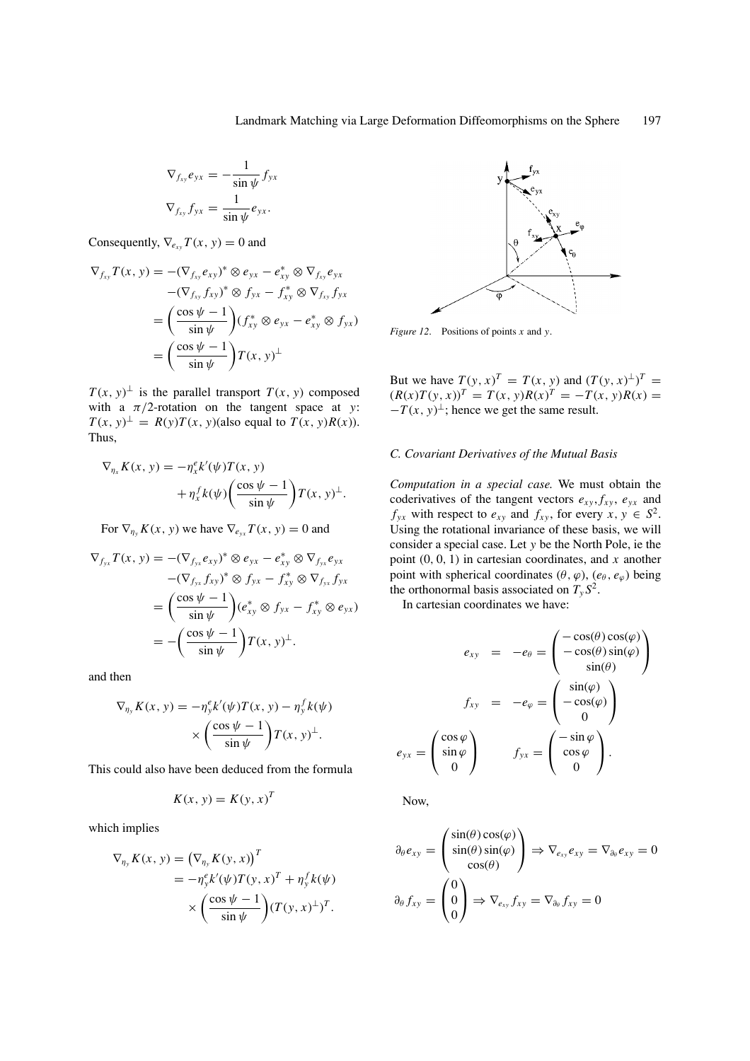$$\nabla_{f_{xy}} e_{yx} = -\frac{1}{\sin\psi} f_{yx}$$

$$\nabla_{f_{xy}} f_{yx} = \frac{1}{\sin\psi} e_{yx}.$$

Consequently, $\nabla_{e_{xy}} T(x, y) = 0$ and

$$\begin{aligned}
\nabla_{f_{xy}} T(x, y) &= -(\nabla_{f_{xy}} e_{xy})^* \otimes e_{yx} - e_{xy}^* \otimes \nabla_{f_{xy}} e_{yx} \\
&\quad -(\nabla_{f_{xy}} f_{xy})^* \otimes f_{yx} - f_{xy}^* \otimes \nabla_{f_{xy}} f_{yx} \\
&= \left(\frac{\cos\psi - 1}{\sin\psi}\right)(f_{xy}^* \otimes e_{yx} - e_{xy}^* \otimes f_{yx}) \\
&= \left(\frac{\cos\psi - 1}{\sin\psi}\right) T(x, y)^\perp
\end{aligned}$$

$T(x, y)^\perp$ is the parallel transport $T(x, y)$ composed with a $\pi/2$-rotation on the tangent space at $y$: $T(x, y)^\perp = R(y)T(x, y)$(also equal to $T(x, y)R(x)$). Thus,

$$\begin{aligned}
\nabla_{\eta_x} K(x, y) &= -\eta_x^e k'(\psi) T(x, y) \\
&\quad + \eta_x^f k(\psi)\left(\frac{\cos\psi - 1}{\sin\psi}\right) T(x, y)^\perp.
\end{aligned}$$

For $\nabla_{\eta_y} K(x, y)$ we have $\nabla_{e_{yx}} T(x, y) = 0$ and

$$\begin{aligned}
\nabla_{f_{yx}} T(x, y) &= -(\nabla_{f_{yx}} e_{xy})^* \otimes e_{yx} - e_{xy}^* \otimes \nabla_{f_{yx}} e_{yx} \\
&\quad -(\nabla_{f_{yx}} f_{xy})^* \otimes f_{yx} - f_{xy}^* \otimes \nabla_{f_{yx}} f_{yx} \\
&= \left(\frac{\cos\psi - 1}{\sin\psi}\right)(e_{xy}^* \otimes f_{yx} - f_{xy}^* \otimes e_{yx}) \\
&= -\left(\frac{\cos\psi - 1}{\sin\psi}\right) T(x, y)^\perp.
\end{aligned}$$

and then

$$\begin{aligned}
\nabla_{\eta_y} K(x, y) &= -\eta_y^e k'(\psi) T(x, y) - \eta_y^f k(\psi) \\
&\quad \times \left(\frac{\cos\psi - 1}{\sin\psi}\right) T(x, y)^\perp.
\end{aligned}$$

This could also have been deduced from the formula

$$K(x, y) = K(y, x)^T$$

which implies

$$\begin{aligned}
\nabla_{\eta_y} K(x, y) &= \left(\nabla_{\eta_y} K(y, x)\right)^T \\
&= -\eta_y^e k'(\psi) T(y, x)^T + \eta_y^f k(\psi) \\
&\quad \times \left(\frac{\cos\psi - 1}{\sin\psi}\right)(T(y, x)^\perp)^T.
\end{aligned}$$

*Figure 12.* Positions of points $x$ and $y$.

But we have $T(y, x)^T = T(x, y)$ and $(T(y, x)^\perp)^T = (R(x)T(y, x))^T = T(x, y)R(x)^T = -T(x, y)R(x) = -T(x, y)^\perp$; hence we get the same result.

### *C. Covariant Derivatives of the Mutual Basis*

*Computation in a special case.* We must obtain the coderivatives of the tangent vectors $e_{xy}, f_{xy}$, $e_{yx}$ and $f_{yx}$ with respect to $e_{xy}$ and $f_{xy}$, for every $x, y \in S^2$. Using the rotational invariance of these basis, we will consider a special case. Let $y$ be the North Pole, ie the point $(0, 0, 1)$ in cartesian coordinates, and $x$ another point with spherical coordinates $(\theta, \varphi)$, $(e_\theta, e_\varphi)$ being the orthonormal basis associated on $T_y S^2$.

In cartesian coordinates we have:

$$e_{xy} = -e_\theta = \begin{pmatrix} -\cos(\theta)\cos(\varphi) \\ -\cos(\theta)\sin(\varphi) \\ \sin(\theta) \end{pmatrix}$$

$$f_{xy} = -e_\varphi = \begin{pmatrix} \sin(\varphi) \\ -\cos(\varphi) \\ 0 \end{pmatrix}$$

$$e_{yx} = \begin{pmatrix} \cos\varphi \\ \sin\varphi \\ 0 \end{pmatrix} \qquad f_{yx} = \begin{pmatrix} -\sin\varphi \\ \cos\varphi \\ 0 \end{pmatrix}.$$

Now,

$$\partial_\theta e_{xy} = \begin{pmatrix} \sin(\theta)\cos(\varphi) \\ \sin(\theta)\sin(\varphi) \\ \cos(\theta) \end{pmatrix} \Rightarrow \nabla_{e_{xy}} e_{xy} = \nabla_{\partial_\theta} e_{xy} = 0$$

$$\partial_\theta f_{xy} = \begin{pmatrix} 0 \\ 0 \\ 0 \end{pmatrix} \Rightarrow \nabla_{e_{xy}} f_{xy} = \nabla_{\partial_\theta} f_{xy} = 0$$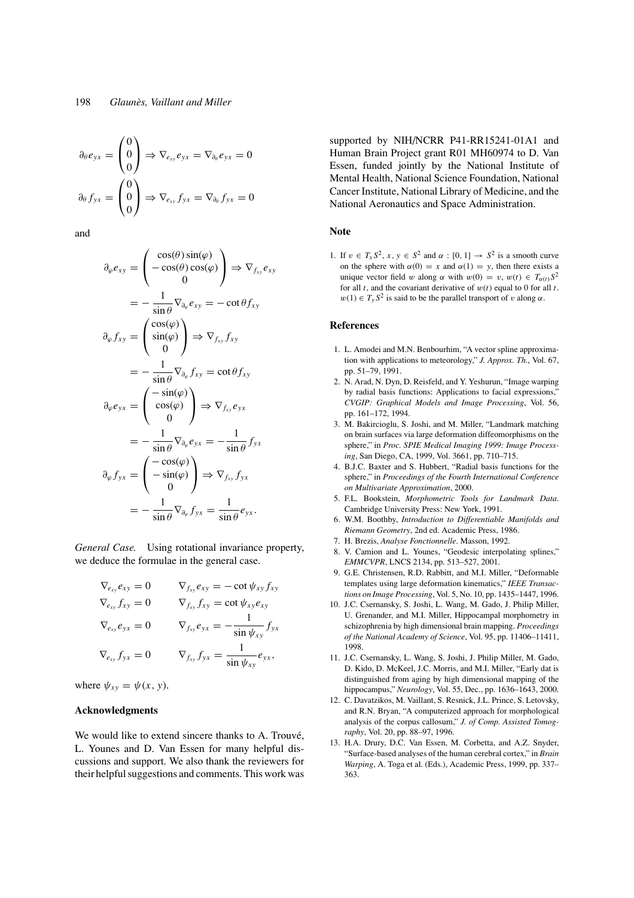$$\partial_\theta e_{yx} = \begin{pmatrix} 0 \\ 0 \\ 0 \end{pmatrix} \Rightarrow \nabla_{e_{xy}} e_{yx} = \nabla_{\partial_\theta} e_{yx} = 0$$

$$\partial_\theta f_{yx} = \begin{pmatrix} 0 \\ 0 \\ 0 \end{pmatrix} \Rightarrow \nabla_{e_{xy}} f_{yx} = \nabla_{\partial_\theta} f_{yx} = 0$$

and

$$\partial_\varphi e_{xy} = \begin{pmatrix} \cos(\theta)\sin(\varphi) \\ -\cos(\theta)\cos(\varphi) \\ 0 \end{pmatrix} \Rightarrow \nabla_{f_{xy}} e_{xy}$$

$$= -\frac{1}{\sin\theta} \nabla_{\partial_\varphi} e_{xy} = -\cot\theta f_{xy}$$

$$\partial_\varphi f_{xy} = \begin{pmatrix} \cos(\varphi) \\ \sin(\varphi) \\ 0 \end{pmatrix} \Rightarrow \nabla_{f_{xy}} f_{xy}$$

$$= -\frac{1}{\sin\theta} \nabla_{\partial_\varphi} f_{xy} = \cot\theta f_{xy}$$

$$\partial_\varphi e_{yx} = \begin{pmatrix} -\sin(\varphi) \\ \cos(\varphi) \\ 0 \end{pmatrix} \Rightarrow \nabla_{f_{xy}} e_{yx}$$

$$= -\frac{1}{\sin\theta} \nabla_{\partial_\varphi} e_{yx} = -\frac{1}{\sin\theta} f_{yx}$$

$$\partial_\varphi f_{yx} = \begin{pmatrix} -\cos(\varphi) \\ -\sin(\varphi) \\ 0 \end{pmatrix} \Rightarrow \nabla_{f_{xy}} f_{yx}$$

$$= -\frac{1}{\sin\theta} \nabla_{\partial_\varphi} f_{yx} = \frac{1}{\sin\theta} e_{yx}.$$

*General Case.* Using rotational invariance property, we deduce the formulae in the general case.

$$\nabla_{e_{xy}} e_{xy} = 0 \qquad \nabla_{f_{xy}} e_{xy} = -\cot\psi_{xy} f_{xy}$$

$$\nabla_{e_{xy}} f_{xy} = 0 \qquad \nabla_{f_{xy}} f_{xy} = \cot\psi_{xy} e_{xy}$$

$$\nabla_{e_{xy}} e_{yx} = 0 \qquad \nabla_{f_{xy}} e_{yx} = -\frac{1}{\sin\psi_{xy}} f_{yx}$$

$$\nabla_{e_{xy}} f_{yx} = 0 \qquad \nabla_{f_{xy}} f_{yx} = \frac{1}{\sin\psi_{xy}} e_{yx},$$

where $\psi_{xy} = \psi(x, y)$.

## Acknowledgments

We would like to extend sincere thanks to A. Trouvé, L. Younes and D. Van Essen for many helpful discussions and support. We also thank the reviewers for their helpful suggestions and comments. This work was supported by NIH/NCRR P41-RR15241-01A1 and Human Brain Project grant R01 MH60974 to D. Van Essen, funded jointly by the National Institute of Mental Health, National Science Foundation, National Cancer Institute, National Library of Medicine, and the National Aeronautics and Space Administration.

## Note

1. If $v \in T_x S^2$, $x, y \in S^2$ and $\alpha : [0, 1] \to S^2$ is a smooth curve on the sphere with $\alpha(0) = x$ and $\alpha(1) = y$, then there exists a unique vector field $w$ along $\alpha$ with $w(0) = v$, $w(t) \in T_{\alpha(t)} S^2$ for all $t$, and the covariant derivative of $w(t)$ equal to 0 for all $t$. $w(1) \in T_y S^2$ is said to be the parallel transport of $v$ along $\alpha$.

## References

1. L. Amodei and M.N. Benbourhim, "A vector spline approximation with applications to meteorology," *J. Approx. Th.*, Vol. 67, pp. 51–79, 1991.
2. N. Arad, N. Dyn, D. Reisfeld, and Y. Yeshurun, "Image warping by radial basis functions: Applications to facial expressions," *CVGIP: Graphical Models and Image Processing*, Vol. 56, pp. 161–172, 1994.
3. M. Bakircioglu, S. Joshi, and M. Miller, "Landmark matching on brain surfaces via large deformation diffeomorphisms on the sphere," in *Proc. SPIE Medical Imaging 1999: Image Processing*, San Diego, CA, 1999, Vol. 3661, pp. 710–715.
4. B.J.C. Baxter and S. Hubbert, "Radial basis functions for the sphere," in *Proceedings of the Fourth International Conference on Multivariate Approximation*, 2000.
5. F.L. Bookstein, *Morphometric Tools for Landmark Data*. Cambridge University Press: New York, 1991.
6. W.M. Boothby, *Introduction to Differentiable Manifolds and Riemann Geometry*, 2nd ed. Academic Press, 1986.
7. H. Brezis, *Analyse Fonctionnelle*. Masson, 1992.
8. V. Camion and L. Younes, "Geodesic interpolating splines," *EMMCVPR*, LNCS 2134, pp. 513–527, 2001.
9. G.E. Christensen, R.D. Rabbitt, and M.I. Miller, "Deformable templates using large deformation kinematics," *IEEE Transactions on Image Processing*, Vol. 5, No. 10, pp. 1435–1447, 1996.
10. J.C. Csernansky, S. Joshi, L. Wang, M. Gado, J. Philip Miller, U. Grenander, and M.I. Miller, Hippocampal morphometry in schizophrenia by high dimensional brain mapping. *Proceedings of the National Academy of Science*, Vol. 95, pp. 11406–11411, 1998.
11. J.C. Csernansky, L. Wang, S. Joshi, J. Philip Miller, M. Gado, D. Kido, D. McKeel, J.C. Morris, and M.I. Miller, "Early dat is distinguished from aging by high dimensional mapping of the hippocampus," *Neurology*, Vol. 55, Dec., pp. 1636–1643, 2000.
12. C. Davatzikos, M. Vaillant, S. Resnick, J.L. Prince, S. Letovsky, and R.N. Bryan, "A computerized approach for morphological analysis of the corpus callosum," *J. of Comp. Assisted Tomography*, Vol. 20, pp. 88–97, 1996.
13. H.A. Drury, D.C. Van Essen, M. Corbetta, and A.Z. Snyder, "Surface-based analyses of the human cerebral cortex," in *Brain Warping*, A. Toga et al. (Eds.), Academic Press, 1999, pp. 337–363.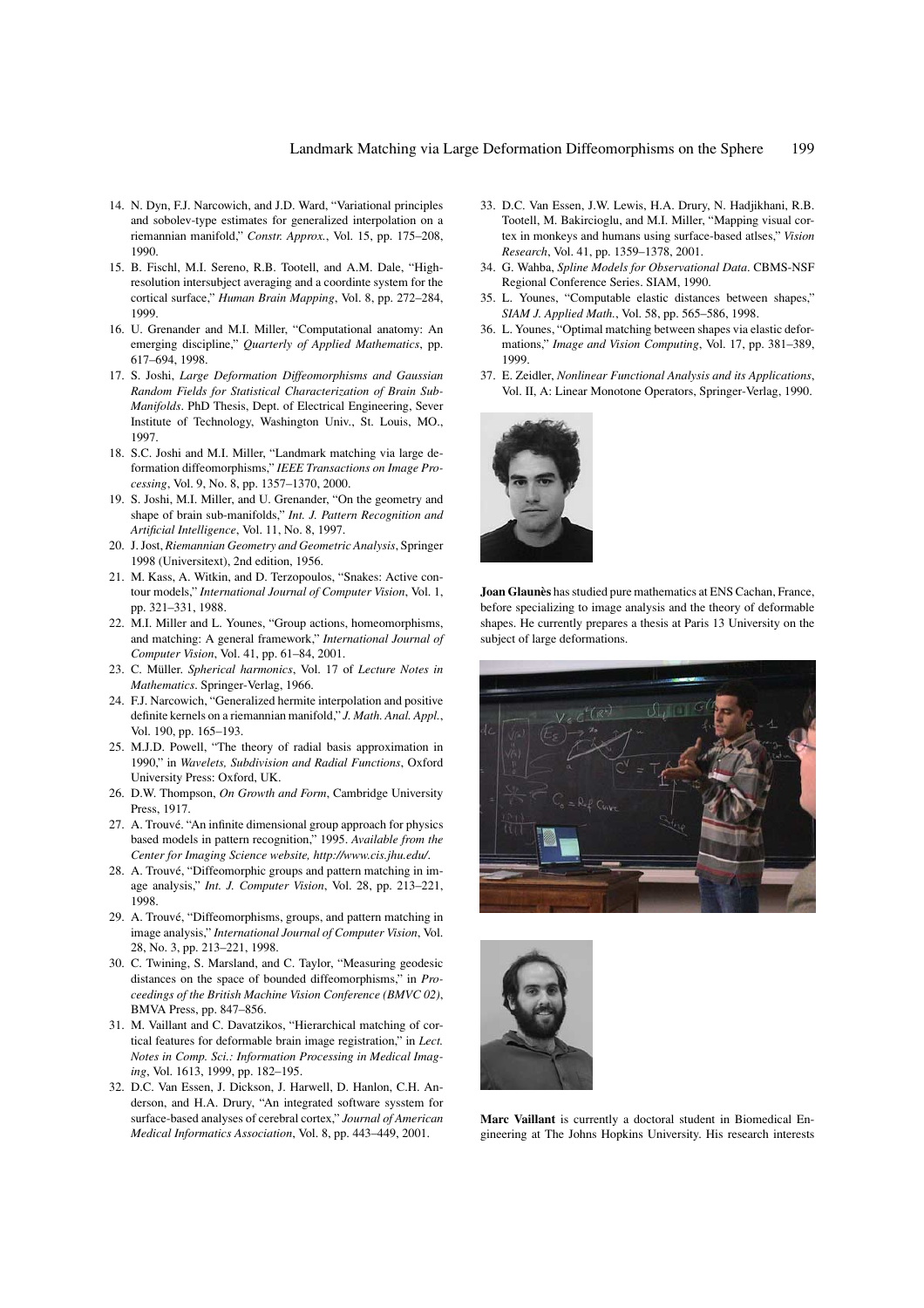14. N. Dyn, F.J. Narcowich, and J.D. Ward, "Variational principles and sobolev-type estimates for generalized interpolation on a riemannian manifold," *Constr. Approx.*, Vol. 15, pp. 175–208, 1990.
15. B. Fischl, M.I. Sereno, R.B. Tootell, and A.M. Dale, "High-resolution intersubject averaging and a coordinte system for the cortical surface," *Human Brain Mapping*, Vol. 8, pp. 272–284, 1999.
16. U. Grenander and M.I. Miller, "Computational anatomy: An emerging discipline," *Quarterly of Applied Mathematics*, pp. 617–694, 1998.
17. S. Joshi, *Large Deformation Diffeomorphisms and Gaussian Random Fields for Statistical Characterization of Brain Sub-Manifolds*. PhD Thesis, Dept. of Electrical Engineering, Sever Institute of Technology, Washington Univ., St. Louis, MO., 1997.
18. S.C. Joshi and M.I. Miller, "Landmark matching via large deformation diffeomorphisms," *IEEE Transactions on Image Processing*, Vol. 9, No. 8, pp. 1357–1370, 2000.
19. S. Joshi, M.I. Miller, and U. Grenander, "On the geometry and shape of brain sub-manifolds," *Int. J. Pattern Recognition and Artificial Intelligence*, Vol. 11, No. 8, 1997.
20. J. Jost, *Riemannian Geometry and Geometric Analysis*, Springer 1998 (Universitext), 2nd edition, 1956.
21. M. Kass, A. Witkin, and D. Terzopoulos, "Snakes: Active contour models," *International Journal of Computer Vision*, Vol. 1, pp. 321–331, 1988.
22. M.I. Miller and L. Younes, "Group actions, homeomorphisms, and matching: A general framework," *International Journal of Computer Vision*, Vol. 41, pp. 61–84, 2001.
23. C. Müller. *Spherical harmonics*, Vol. 17 of *Lecture Notes in Mathematics*. Springer-Verlag, 1966.
24. F.J. Narcowich, "Generalized hermite interpolation and positive definite kernels on a riemannian manifold," *J. Math. Anal. Appl.*, Vol. 190, pp. 165–193.
25. M.J.D. Powell, "The theory of radial basis approximation in 1990," in *Wavelets, Subdivision and Radial Functions*, Oxford University Press: Oxford, UK.
26. D.W. Thompson, *On Growth and Form*, Cambridge University Press, 1917.
27. A. Trouvé. "An infinite dimensional group approach for physics based models in pattern recognition," 1995. *Available from the Center for Imaging Science website, http://www.cis.jhu.edu/*.
28. A. Trouvé, "Diffeomorphic groups and pattern matching in image analysis," *Int. J. Computer Vision*, Vol. 28, pp. 213–221, 1998.
29. A. Trouvé, "Diffeomorphisms, groups, and pattern matching in image analysis," *International Journal of Computer Vision*, Vol. 28, No. 3, pp. 213–221, 1998.
30. C. Twining, S. Marsland, and C. Taylor, "Measuring geodesic distances on the space of bounded diffeomorphisms," in *Proceedings of the British Machine Vision Conference (BMVC 02)*, BMVA Press, pp. 847–856.
31. M. Vaillant and C. Davatzikos, "Hierarchical matching of cortical features for deformable brain image registration," in *Lect. Notes in Comp. Sci.: Information Processing in Medical Imaging*, Vol. 1613, 1999, pp. 182–195.
32. D.C. Van Essen, J. Dickson, J. Harwell, D. Hanlon, C.H. Anderson, and H.A. Drury, "An integrated software sysstem for surface-based analyses of cerebral cortex," *Journal of American Medical Informatics Association*, Vol. 8, pp. 443–449, 2001.
33. D.C. Van Essen, J.W. Lewis, H.A. Drury, N. Hadjikhani, R.B. Tootell, M. Bakircioglu, and M.I. Miller, "Mapping visual cortex in monkeys and humans using surface-based atlses," *Vision Research*, Vol. 41, pp. 1359–1378, 2001.
34. G. Wahba, *Spline Models for Observational Data*. CBMS-NSF Regional Conference Series. SIAM, 1990.
35. L. Younes, "Computable elastic distances between shapes," *SIAM J. Applied Math.*, Vol. 58, pp. 565–586, 1998.
36. L. Younes, "Optimal matching between shapes via elastic deformations," *Image and Vision Computing*, Vol. 17, pp. 381–389, 1999.
37. E. Zeidler, *Nonlinear Functional Analysis and its Applications*, Vol. II, A: Linear Monotone Operators, Springer-Verlag, 1990.

**Joan Glaunès** has studied pure mathematics at ENS Cachan, France, before specializing to image analysis and the theory of deformable shapes. He currently prepares a thesis at Paris 13 University on the subject of large deformations.

**Marc Vaillant** is currently a doctoral student in Biomedical Engineering at The Johns Hopkins University. His research interests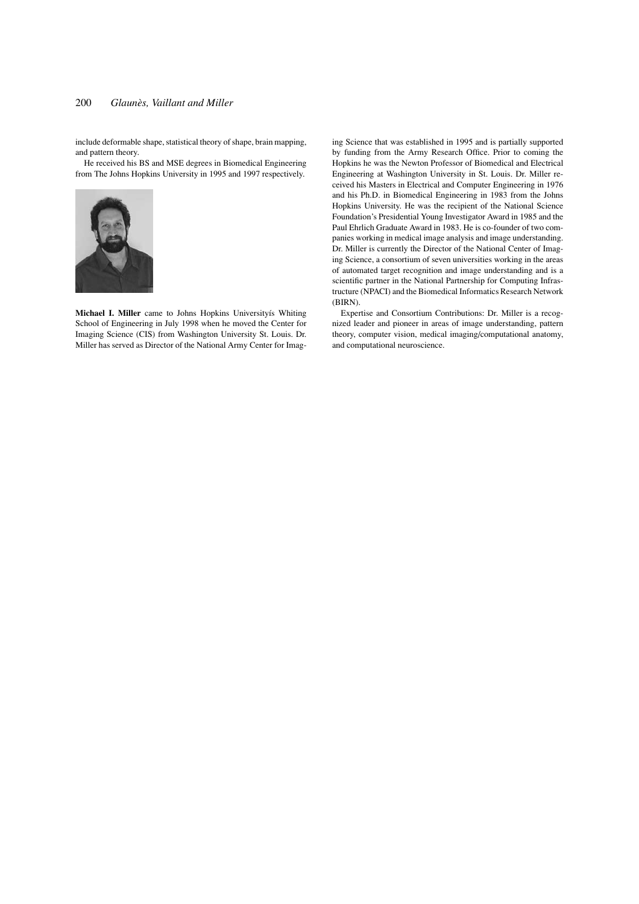include deformable shape, statistical theory of shape, brain mapping, and pattern theory.

He received his BS and MSE degrees in Biomedical Engineering from The Johns Hopkins University in 1995 and 1997 respectively.

**Michael I. Miller** came to Johns Hopkins Universityís Whiting School of Engineering in July 1998 when he moved the Center for Imaging Science (CIS) from Washington University St. Louis. Dr. Miller has served as Director of the National Army Center for Imaging Science that was established in 1995 and is partially supported by funding from the Army Research Office. Prior to coming the Hopkins he was the Newton Professor of Biomedical and Electrical Engineering at Washington University in St. Louis. Dr. Miller received his Masters in Electrical and Computer Engineering in 1976 and his Ph.D. in Biomedical Engineering in 1983 from the Johns Hopkins University. He was the recipient of the National Science Foundation's Presidential Young Investigator Award in 1985 and the Paul Ehrlich Graduate Award in 1983. He is co-founder of two companies working in medical image analysis and image understanding. Dr. Miller is currently the Director of the National Center of Imaging Science, a consortium of seven universities working in the areas of automated target recognition and image understanding and is a scientific partner in the National Partnership for Computing Infrastructure (NPACI) and the Biomedical Informatics Research Network (BIRN).

Expertise and Consortium Contributions: Dr. Miller is a recognized leader and pioneer in areas of image understanding, pattern theory, computer vision, medical imaging/computational anatomy, and computational neuroscience.